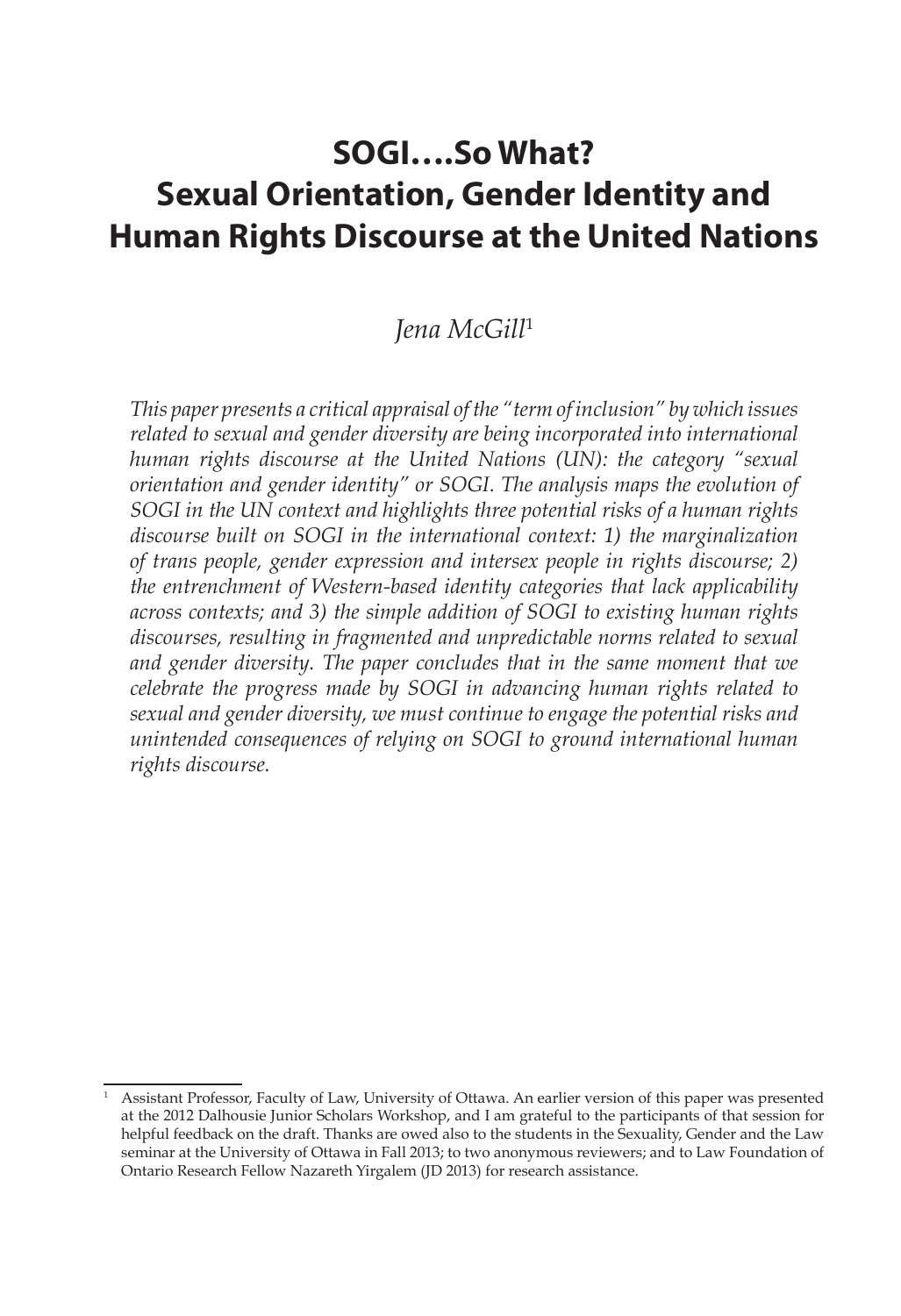# SOGI….So What?
# Sexual Orientation, Gender Identity and Human Rights Discourse at the United Nations

*Jena McGill*[1]

*This paper presents a critical appraisal of the "term of inclusion" by which issues related to sexual and gender diversity are being incorporated into international human rights discourse at the United Nations (UN): the category "sexual orientation and gender identity" or SOGI. The analysis maps the evolution of SOGI in the UN context and highlights three potential risks of a human rights discourse built on SOGI in the international context: 1) the marginalization of trans people, gender expression and intersex people in rights discourse; 2) the entrenchment of Western-based identity categories that lack applicability across contexts; and 3) the simple addition of SOGI to existing human rights discourses, resulting in fragmented and unpredictable norms related to sexual and gender diversity. The paper concludes that in the same moment that we celebrate the progress made by SOGI in advancing human rights related to sexual and gender diversity, we must continue to engage the potential risks and unintended consequences of relying on SOGI to ground international human rights discourse.*

---

[1] Assistant Professor, Faculty of Law, University of Ottawa. An earlier version of this paper was presented at the 2012 Dalhousie Junior Scholars Workshop, and I am grateful to the participants of that session for helpful feedback on the draft. Thanks are owed also to the students in the Sexuality, Gender and the Law seminar at the University of Ottawa in Fall 2013; to two anonymous reviewers; and to Law Foundation of Ontario Research Fellow Nazareth Yirgalem (JD 2013) for research assistance.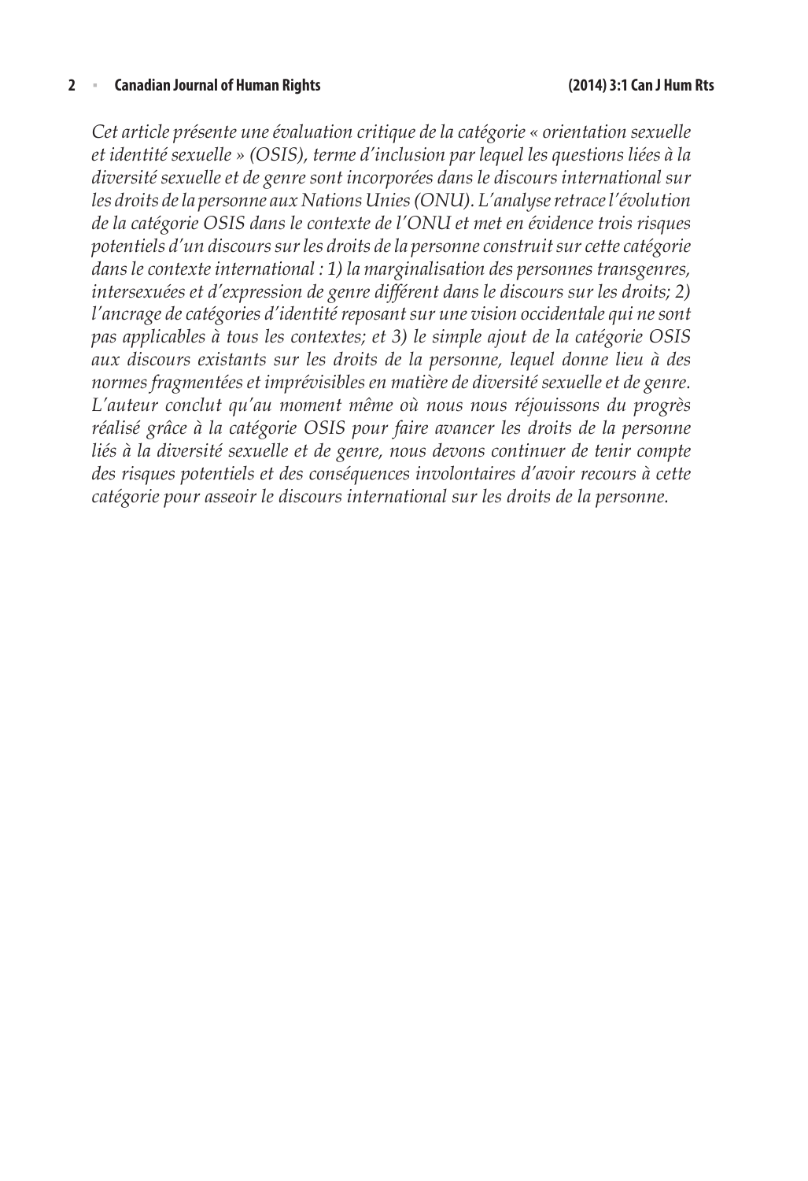*Cet article présente une évaluation critique de la catégorie « orientation sexuelle et identité sexuelle » (OSIS), terme d'inclusion par lequel les questions liées à la diversité sexuelle et de genre sont incorporées dans le discours international sur les droits de la personne aux Nations Unies (ONU). L'analyse retrace l'évolution de la catégorie OSIS dans le contexte de l'ONU et met en évidence trois risques potentiels d'un discours sur les droits de la personne construit sur cette catégorie dans le contexte international : 1) la marginalisation des personnes transgenres, intersexuées et d'expression de genre différent dans le discours sur les droits; 2) l'ancrage de catégories d'identité reposant sur une vision occidentale qui ne sont pas applicables à tous les contextes; et 3) le simple ajout de la catégorie OSIS aux discours existants sur les droits de la personne, lequel donne lieu à des normes fragmentées et imprévisibles en matière de diversité sexuelle et de genre. L'auteur conclut qu'au moment même où nous nous réjouissons du progrès réalisé grâce à la catégorie OSIS pour faire avancer les droits de la personne liés à la diversité sexuelle et de genre, nous devons continuer de tenir compte des risques potentiels et des conséquences involontaires d'avoir recours à cette catégorie pour asseoir le discours international sur les droits de la personne.*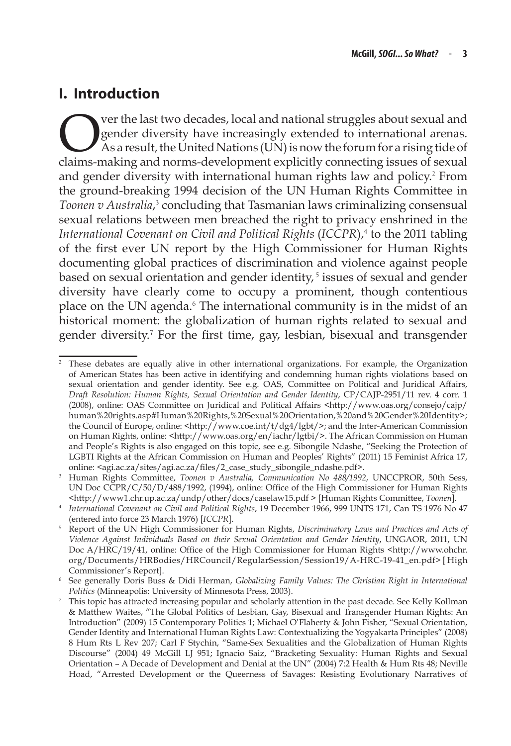## I. Introduction

Over the last two decades, local and national struggles about sexual and gender diversity have increasingly extended to international arenas. As a result, the United Nations (UN) is now the forum for a rising tide of claims-making and norms-development explicitly connecting issues of sexual and gender diversity with international human rights law and policy.[2] From the ground-breaking 1994 decision of the UN Human Rights Committee in *Toonen v Australia*,[3] concluding that Tasmanian laws criminalizing consensual sexual relations between men breached the right to privacy enshrined in the *International Covenant on Civil and Political Rights* (*ICCPR*),[4] to the 2011 tabling of the first ever UN report by the High Commissioner for Human Rights documenting global practices of discrimination and violence against people based on sexual orientation and gender identity,[5] issues of sexual and gender diversity have clearly come to occupy a prominent, though contentious place on the UN agenda.[6] The international community is in the midst of an historical moment: the globalization of human rights related to sexual and gender diversity.[7] For the first time, gay, lesbian, bisexual and transgender

---

[2] These debates are equally alive in other international organizations. For example, the Organization of American States has been active in identifying and condemning human rights violations based on sexual orientation and gender identity. See e.g. OAS, Committee on Political and Juridical Affairs, *Draft Resolution: Human Rights, Sexual Orientation and Gender Identity*, CP/CAJP-2951/11 rev. 4 corr. 1 (2008), online: OAS Committee on Juridical and Political Affairs <http://www.oas.org/consejo/cajp/human%20rights.asp#Human%20Rights,%20Sexual%20Orientation,%20and%20Gender%20Identity>; the Council of Europe, online: <http://www.coe.int/t/dg4/lgbt/>; and the Inter-American Commission on Human Rights, online: <http://www.oas.org/en/iachr/lgtbi/>. The African Commission on Human and People's Rights is also engaged on this topic, see e.g. Sibongile Ndashe, "Seeking the Protection of LGBTI Rights at the African Commission on Human and Peoples' Rights" (2011) 15 Feminist Africa 17, online: <agi.ac.za/sites/agi.ac.za/files/2_case_study_sibongile_ndashe.pdf>.

[3] Human Rights Committee, *Toonen v Australia, Communication No 488/1992*, UNCCPROR, 50th Sess, UN Doc CCPR/C/50/D/488/1992, (1994), online: Office of the High Commissioner for Human Rights <http://www1.chr.up.ac.za/undp/other/docs/caselaw15.pdf > [Human Rights Committee, *Toonen*].

[4] *International Covenant on Civil and Political Rights*, 19 December 1966, 999 UNTS 171, Can TS 1976 No 47 (entered into force 23 March 1976) [*ICCPR*].

[5] Report of the UN High Commissioner for Human Rights, *Discriminatory Laws and Practices and Acts of Violence Against Individuals Based on their Sexual Orientation and Gender Identity*, UNGAOR, 2011, UN Doc A/HRC/19/41, online: Office of the High Commissioner for Human Rights <http://www.ohchr.org/Documents/HRBodies/HRCouncil/RegularSession/Session19/A-HRC-19-41_en.pdf> [ High Commissioner's Report].

[6] See generally Doris Buss & Didi Herman, *Globalizing Family Values: The Christian Right in International Politics* (Minneapolis: University of Minnesota Press, 2003).

[7] This topic has attracted increasing popular and scholarly attention in the past decade. See Kelly Kollman & Matthew Waites, "The Global Politics of Lesbian, Gay, Bisexual and Transgender Human Rights: An Introduction" (2009) 15 Contemporary Politics 1; Michael O'Flaherty & John Fisher, "Sexual Orientation, Gender Identity and International Human Rights Law: Contextualizing the Yogyakarta Principles" (2008) 8 Hum Rts L Rev 207; Carl F Stychin, "Same-Sex Sexualities and the Globalization of Human Rights Discourse" (2004) 49 McGill LJ 951; Ignacio Saiz, "Bracketing Sexuality: Human Rights and Sexual Orientation – A Decade of Development and Denial at the UN" (2004) 7:2 Health & Hum Rts 48; Neville Hoad, "Arrested Development or the Queerness of Savages: Resisting Evolutionary Narratives of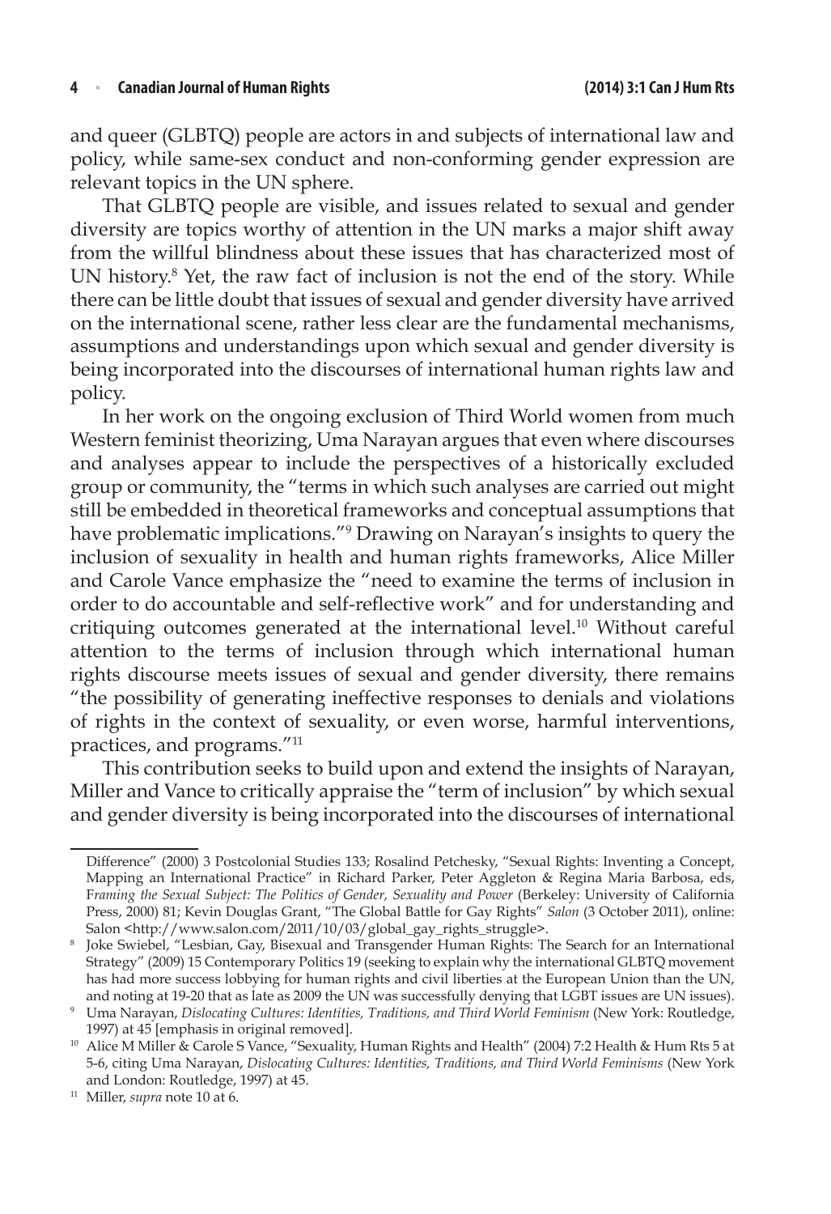and queer (GLBTQ) people are actors in and subjects of international law and policy, while same-sex conduct and non-conforming gender expression are relevant topics in the UN sphere.

That GLBTQ people are visible, and issues related to sexual and gender diversity are topics worthy of attention in the UN marks a major shift away from the willful blindness about these issues that has characterized most of UN history.[8] Yet, the raw fact of inclusion is not the end of the story. While there can be little doubt that issues of sexual and gender diversity have arrived on the international scene, rather less clear are the fundamental mechanisms, assumptions and understandings upon which sexual and gender diversity is being incorporated into the discourses of international human rights law and policy.

In her work on the ongoing exclusion of Third World women from much Western feminist theorizing, Uma Narayan argues that even where discourses and analyses appear to include the perspectives of a historically excluded group or community, the "terms in which such analyses are carried out might still be embedded in theoretical frameworks and conceptual assumptions that have problematic implications."[9] Drawing on Narayan's insights to query the inclusion of sexuality in health and human rights frameworks, Alice Miller and Carole Vance emphasize the "need to examine the terms of inclusion in order to do accountable and self-reflective work" and for understanding and critiquing outcomes generated at the international level.[10] Without careful attention to the terms of inclusion through which international human rights discourse meets issues of sexual and gender diversity, there remains "the possibility of generating ineffective responses to denials and violations of rights in the context of sexuality, or even worse, harmful interventions, practices, and programs."[11]

This contribution seeks to build upon and extend the insights of Narayan, Miller and Vance to critically appraise the "term of inclusion" by which sexual and gender diversity is being incorporated into the discourses of international

---

Difference" (2000) 3 Postcolonial Studies 133; Rosalind Petchesky, "Sexual Rights: Inventing a Concept, Mapping an International Practice" in Richard Parker, Peter Aggleton & Regina Maria Barbosa, eds, *Framing the Sexual Subject: The Politics of Gender, Sexuality and Power* (Berkeley: University of California Press, 2000) 81; Kevin Douglas Grant, "The Global Battle for Gay Rights" *Salon* (3 October 2011), online: Salon <http://www.salon.com/2011/10/03/global_gay_rights_struggle>.

[8] Joke Swiebel, "Lesbian, Gay, Bisexual and Transgender Human Rights: The Search for an International Strategy" (2009) 15 Contemporary Politics 19 (seeking to explain why the international GLBTQ movement has had more success lobbying for human rights and civil liberties at the European Union than the UN, and noting at 19-20 that as late as 2009 the UN was successfully denying that LGBT issues are UN issues).

[9] Uma Narayan, *Dislocating Cultures: Identities, Traditions, and Third World Feminism* (New York: Routledge, 1997) at 45 [emphasis in original removed].

[10] Alice M Miller & Carole S Vance, "Sexuality, Human Rights and Health" (2004) 7:2 Health & Hum Rts 5 at 5-6, citing Uma Narayan, *Dislocating Cultures: Identities, Traditions, and Third World Feminisms* (New York and London: Routledge, 1997) at 45.

[11] Miller, *supra* note 10 at 6.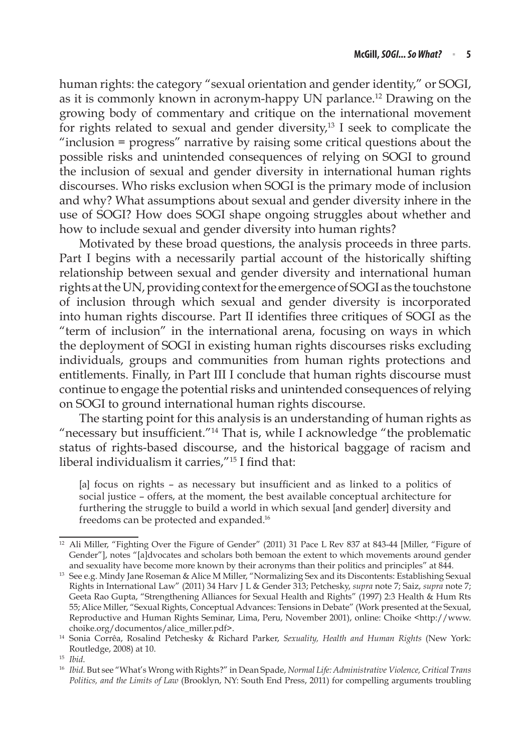human rights: the category "sexual orientation and gender identity," or SOGI, as it is commonly known in acronym-happy UN parlance.[12] Drawing on the growing body of commentary and critique on the international movement for rights related to sexual and gender diversity,[13] I seek to complicate the "inclusion = progress" narrative by raising some critical questions about the possible risks and unintended consequences of relying on SOGI to ground the inclusion of sexual and gender diversity in international human rights discourses. Who risks exclusion when SOGI is the primary mode of inclusion and why? What assumptions about sexual and gender diversity inhere in the use of SOGI? How does SOGI shape ongoing struggles about whether and how to include sexual and gender diversity into human rights?

Motivated by these broad questions, the analysis proceeds in three parts. Part I begins with a necessarily partial account of the historically shifting relationship between sexual and gender diversity and international human rights at the UN, providing context for the emergence of SOGI as the touchstone of inclusion through which sexual and gender diversity is incorporated into human rights discourse. Part II identifies three critiques of SOGI as the "term of inclusion" in the international arena, focusing on ways in which the deployment of SOGI in existing human rights discourses risks excluding individuals, groups and communities from human rights protections and entitlements. Finally, in Part III I conclude that human rights discourse must continue to engage the potential risks and unintended consequences of relying on SOGI to ground international human rights discourse.

The starting point for this analysis is an understanding of human rights as "necessary but insufficient."[14] That is, while I acknowledge "the problematic status of rights-based discourse, and the historical baggage of racism and liberal individualism it carries,"[15] I find that:

> [a] focus on rights – as necessary but insufficient and as linked to a politics of social justice – offers, at the moment, the best available conceptual architecture for furthering the struggle to build a world in which sexual [and gender] diversity and freedoms can be protected and expanded.[16]

---

[12] Ali Miller, "Fighting Over the Figure of Gender" (2011) 31 Pace L Rev 837 at 843-44 [Miller, "Figure of Gender"], notes "[a]dvocates and scholars both bemoan the extent to which movements around gender and sexuality have become more known by their acronyms than their politics and principles" at 844.

[13] See e.g. Mindy Jane Roseman & Alice M Miller, "Normalizing Sex and its Discontents: Establishing Sexual Rights in International Law" (2011) 34 Harv J L & Gender 313; Petchesky, *supra* note 7; Saiz, *supra* note 7; Geeta Rao Gupta, "Strengthening Alliances for Sexual Health and Rights" (1997) 2:3 Health & Hum Rts 55; Alice Miller, "Sexual Rights, Conceptual Advances: Tensions in Debate" (Work presented at the Sexual, Reproductive and Human Rights Seminar, Lima, Peru, November 2001), online: Choike <http://www.choike.org/documentos/alice_miller.pdf>.

[14] Sonia Corrêa, Rosalind Petchesky & Richard Parker, *Sexuality, Health and Human Rights* (New York: Routledge, 2008) at 10.

[15] *Ibid.*

[16] *Ibid.* But see "What's Wrong with Rights?" in Dean Spade, *Normal Life: Administrative Violence, Critical Trans Politics, and the Limits of Law* (Brooklyn, NY: South End Press, 2011) for compelling arguments troubling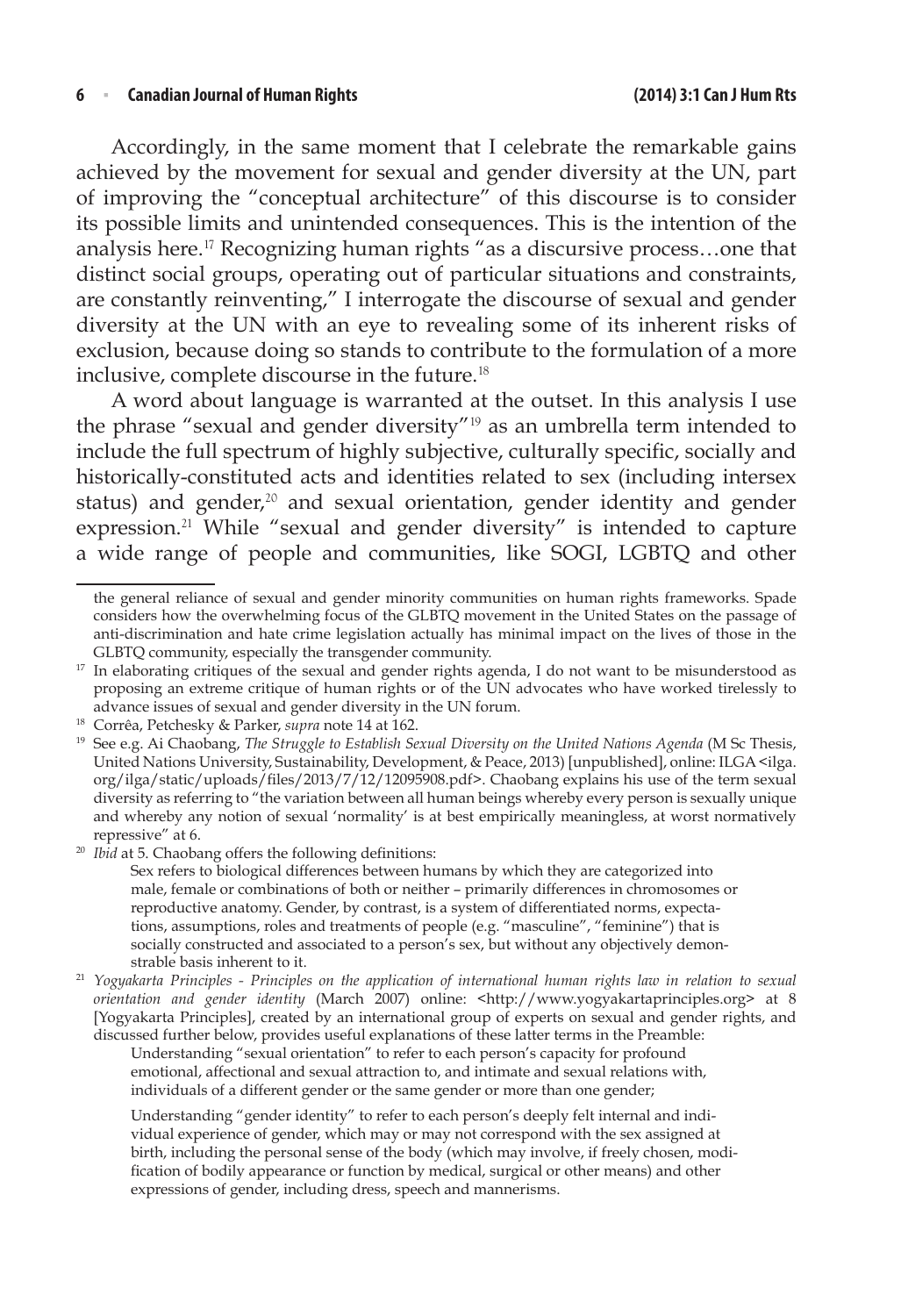Accordingly, in the same moment that I celebrate the remarkable gains achieved by the movement for sexual and gender diversity at the UN, part of improving the "conceptual architecture" of this discourse is to consider its possible limits and unintended consequences. This is the intention of the analysis here.[17] Recognizing human rights "as a discursive process…one that distinct social groups, operating out of particular situations and constraints, are constantly reinventing," I interrogate the discourse of sexual and gender diversity at the UN with an eye to revealing some of its inherent risks of exclusion, because doing so stands to contribute to the formulation of a more inclusive, complete discourse in the future.[18]

A word about language is warranted at the outset. In this analysis I use the phrase "sexual and gender diversity"[19] as an umbrella term intended to include the full spectrum of highly subjective, culturally specific, socially and historically-constituted acts and identities related to sex (including intersex status) and gender,[20] and sexual orientation, gender identity and gender expression.[21] While "sexual and gender diversity" is intended to capture a wide range of people and communities, like SOGI, LGBTQ and other

---

the general reliance of sexual and gender minority communities on human rights frameworks. Spade considers how the overwhelming focus of the GLBTQ movement in the United States on the passage of anti-discrimination and hate crime legislation actually has minimal impact on the lives of those in the GLBTQ community, especially the transgender community.

[17] In elaborating critiques of the sexual and gender rights agenda, I do not want to be misunderstood as proposing an extreme critique of human rights or of the UN advocates who have worked tirelessly to advance issues of sexual and gender diversity in the UN forum.

[18] Corrêa, Petchesky & Parker, *supra* note 14 at 162.

[19] See e.g. Ai Chaobang, *The Struggle to Establish Sexual Diversity on the United Nations Agenda* (M Sc Thesis, United Nations University, Sustainability, Development, & Peace, 2013) [unpublished], online: ILGA <ilga.org/ilga/static/uploads/files/2013/7/12/12095908.pdf>. Chaobang explains his use of the term sexual diversity as referring to "the variation between all human beings whereby every person is sexually unique and whereby any notion of sexual 'normality' is at best empirically meaningless, at worst normatively repressive" at 6.

[20] *Ibid* at 5. Chaobang offers the following definitions:

> Sex refers to biological differences between humans by which they are categorized into male, female or combinations of both or neither – primarily differences in chromosomes or reproductive anatomy. Gender, by contrast, is a system of differentiated norms, expectations, assumptions, roles and treatments of people (e.g. "masculine", "feminine") that is socially constructed and associated to a person's sex, but without any objectively demonstrable basis inherent to it.

[21] *Yogyakarta Principles - Principles on the application of international human rights law in relation to sexual orientation and gender identity* (March 2007) online: <http://www.yogyakartaprinciples.org> at 8 [Yogyakarta Principles], created by an international group of experts on sexual and gender rights, and discussed further below, provides useful explanations of these latter terms in the Preamble:

> Understanding "sexual orientation" to refer to each person's capacity for profound emotional, affectional and sexual attraction to, and intimate and sexual relations with, individuals of a different gender or the same gender or more than one gender;
>
> Understanding "gender identity" to refer to each person's deeply felt internal and individual experience of gender, which may or may not correspond with the sex assigned at birth, including the personal sense of the body (which may involve, if freely chosen, modification of bodily appearance or function by medical, surgical or other means) and other expressions of gender, including dress, speech and mannerisms.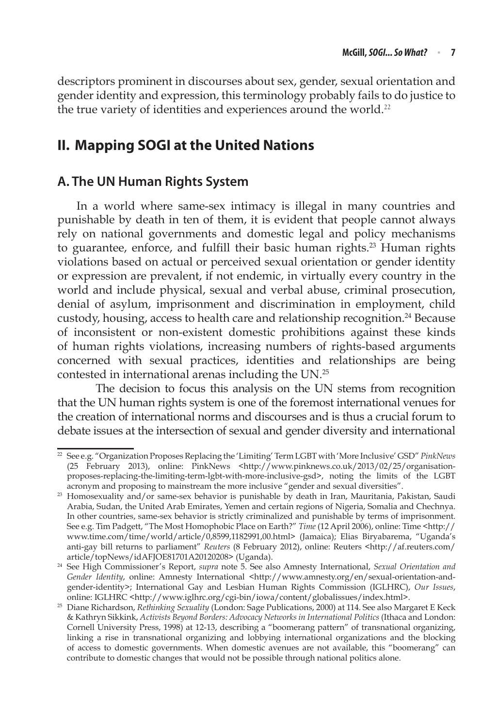descriptors prominent in discourses about sex, gender, sexual orientation and gender identity and expression, this terminology probably fails to do justice to the true variety of identities and experiences around the world.[22]

## II. Mapping SOGI at the United Nations

### A. The UN Human Rights System

In a world where same-sex intimacy is illegal in many countries and punishable by death in ten of them, it is evident that people cannot always rely on national governments and domestic legal and policy mechanisms to guarantee, enforce, and fulfill their basic human rights.[23] Human rights violations based on actual or perceived sexual orientation or gender identity or expression are prevalent, if not endemic, in virtually every country in the world and include physical, sexual and verbal abuse, criminal prosecution, denial of asylum, imprisonment and discrimination in employment, child custody, housing, access to health care and relationship recognition.[24] Because of inconsistent or non-existent domestic prohibitions against these kinds of human rights violations, increasing numbers of rights-based arguments concerned with sexual practices, identities and relationships are being contested in international arenas including the UN.[25]

The decision to focus this analysis on the UN stems from recognition that the UN human rights system is one of the foremost international venues for the creation of international norms and discourses and is thus a crucial forum to debate issues at the intersection of sexual and gender diversity and international

---

[22] See e.g. "Organization Proposes Replacing the 'Limiting' Term LGBT with 'More Inclusive' GSD" *PinkNews* (25 February 2013), online: PinkNews <http://www.pinknews.co.uk/2013/02/25/organisation-proposes-replacing-the-limiting-term-lgbt-with-more-inclusive-gsd>, noting the limits of the LGBT acronym and proposing to mainstream the more inclusive "gender and sexual diversities".

[23] Homosexuality and/or same-sex behavior is punishable by death in Iran, Mauritania, Pakistan, Saudi Arabia, Sudan, the United Arab Emirates, Yemen and certain regions of Nigeria, Somalia and Chechnya. In other countries, same-sex behavior is strictly criminalized and punishable by terms of imprisonment. See e.g. Tim Padgett, "The Most Homophobic Place on Earth?" *Time* (12 April 2006), online: Time <http://www.time.com/time/world/article/0,8599,1182991,00.html> (Jamaica); Elias Biryabarema, "Uganda's anti-gay bill returns to parliament" *Reuters* (8 February 2012), online: Reuters <http://af.reuters.com/article/topNews/idAFJOE81701A20120208> (Uganda).

[24] See High Commissioner's Report, *supra* note 5. See also Amnesty International, *Sexual Orientation and Gender Identity*, online: Amnesty International <http://www.amnesty.org/en/sexual-orientation-and-gender-identity>; International Gay and Lesbian Human Rights Commission (IGLHRC), *Our Issues*, online: IGLHRC <http://www.iglhrc.org/cgi-bin/iowa/content/globalissues/index.html>.

[25] Diane Richardson, *Rethinking Sexuality* (London: Sage Publications, 2000) at 114. See also Margaret E Keck & Kathryn Sikkink, *Activists Beyond Borders: Advocacy Networks in International Politics* (Ithaca and London: Cornell University Press, 1998) at 12-13, describing a "boomerang pattern" of transnational organizing, linking a rise in transnational organizing and lobbying international organizations and the blocking of access to domestic governments. When domestic avenues are not available, this "boomerang" can contribute to domestic changes that would not be possible through national politics alone.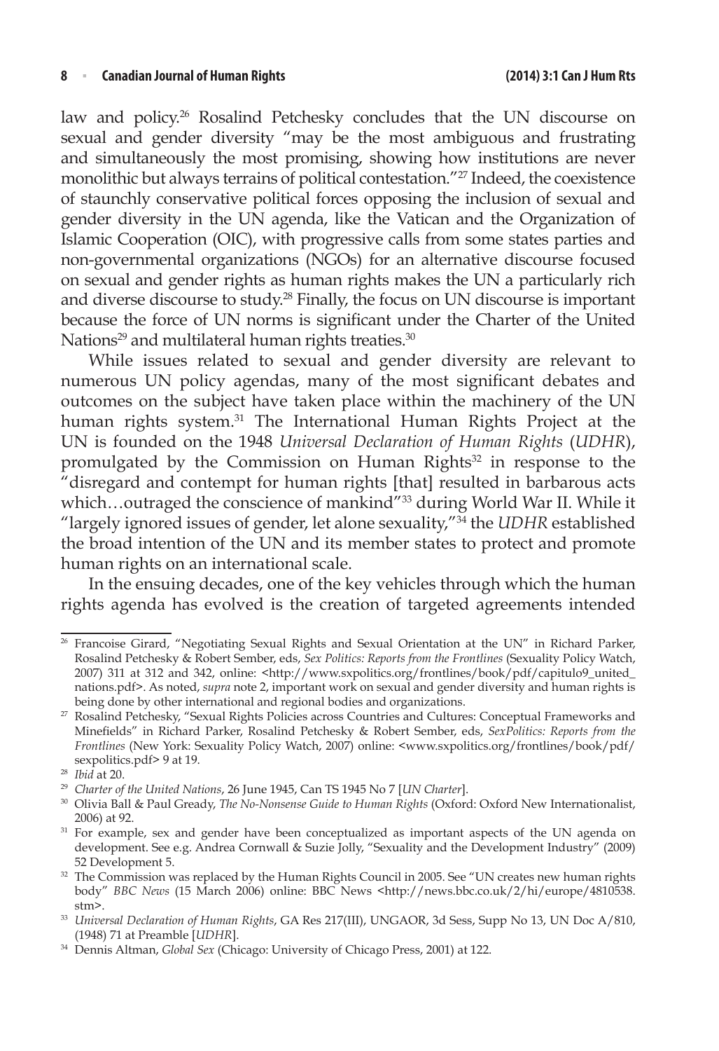law and policy.[26] Rosalind Petchesky concludes that the UN discourse on sexual and gender diversity "may be the most ambiguous and frustrating and simultaneously the most promising, showing how institutions are never monolithic but always terrains of political contestation."[27] Indeed, the coexistence of staunchly conservative political forces opposing the inclusion of sexual and gender diversity in the UN agenda, like the Vatican and the Organization of Islamic Cooperation (OIC), with progressive calls from some states parties and non-governmental organizations (NGOs) for an alternative discourse focused on sexual and gender rights as human rights makes the UN a particularly rich and diverse discourse to study.[28] Finally, the focus on UN discourse is important because the force of UN norms is significant under the Charter of the United Nations[29] and multilateral human rights treaties.[30]

While issues related to sexual and gender diversity are relevant to numerous UN policy agendas, many of the most significant debates and outcomes on the subject have taken place within the machinery of the UN human rights system.[31] The International Human Rights Project at the UN is founded on the 1948 *Universal Declaration of Human Rights* (*UDHR*), promulgated by the Commission on Human Rights[32] in response to the "disregard and contempt for human rights [that] resulted in barbarous acts which…outraged the conscience of mankind"[33] during World War II. While it "largely ignored issues of gender, let alone sexuality,"[34] the *UDHR* established the broad intention of the UN and its member states to protect and promote human rights on an international scale.

In the ensuing decades, one of the key vehicles through which the human rights agenda has evolved is the creation of targeted agreements intended

---

[26] Francoise Girard, "Negotiating Sexual Rights and Sexual Orientation at the UN" in Richard Parker, Rosalind Petchesky & Robert Sember, eds, *Sex Politics: Reports from the Frontlines* (Sexuality Policy Watch, 2007) 311 at 312 and 342, online: <http://www.sxpolitics.org/frontlines/book/pdf/capitulo9_united_nations.pdf>. As noted, *supra* note 2, important work on sexual and gender diversity and human rights is being done by other international and regional bodies and organizations.

[27] Rosalind Petchesky, "Sexual Rights Policies across Countries and Cultures: Conceptual Frameworks and Minefields" in Richard Parker, Rosalind Petchesky & Robert Sember, eds, *SexPolitics: Reports from the Frontlines* (New York: Sexuality Policy Watch, 2007) online: <www.sxpolitics.org/frontlines/book/pdf/sexpolitics.pdf> 9 at 19.

[28] *Ibid* at 20.

[29] *Charter of the United Nations*, 26 June 1945, Can TS 1945 No 7 [*UN Charter*].

[30] Olivia Ball & Paul Gready, *The No-Nonsense Guide to Human Rights* (Oxford: Oxford New Internationalist, 2006) at 92.

[31] For example, sex and gender have been conceptualized as important aspects of the UN agenda on development. See e.g. Andrea Cornwall & Suzie Jolly, "Sexuality and the Development Industry" (2009) 52 Development 5.

[32] The Commission was replaced by the Human Rights Council in 2005. See "UN creates new human rights body" *BBC News* (15 March 2006) online: BBC News <http://news.bbc.co.uk/2/hi/europe/4810538.stm>.

[33] *Universal Declaration of Human Rights*, GA Res 217(III), UNGAOR, 3d Sess, Supp No 13, UN Doc A/810, (1948) 71 at Preamble [*UDHR*].

[34] Dennis Altman, *Global Sex* (Chicago: University of Chicago Press, 2001) at 122.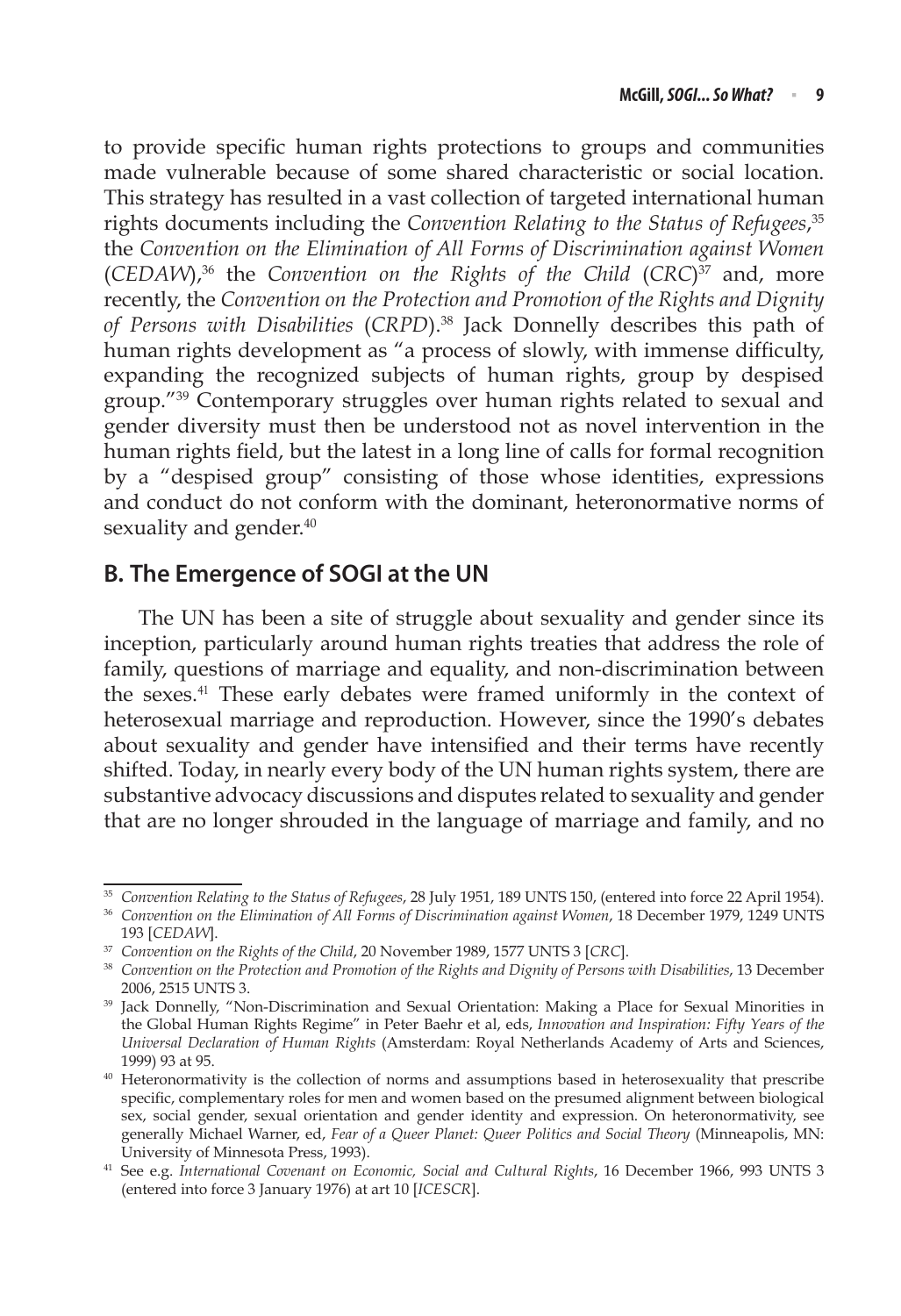to provide specific human rights protections to groups and communities made vulnerable because of some shared characteristic or social location. This strategy has resulted in a vast collection of targeted international human rights documents including the *Convention Relating to the Status of Refugees*,[35] the *Convention on the Elimination of All Forms of Discrimination against Women* (*CEDAW*),[36] the *Convention on the Rights of the Child* (*CRC*)[37] and, more recently, the *Convention on the Protection and Promotion of the Rights and Dignity of Persons with Disabilities* (*CRPD*).[38] Jack Donnelly describes this path of human rights development as "a process of slowly, with immense difficulty, expanding the recognized subjects of human rights, group by despised group."[39] Contemporary struggles over human rights related to sexual and gender diversity must then be understood not as novel intervention in the human rights field, but the latest in a long line of calls for formal recognition by a "despised group" consisting of those whose identities, expressions and conduct do not conform with the dominant, heteronormative norms of sexuality and gender.[40]

## B. The Emergence of SOGI at the UN

The UN has been a site of struggle about sexuality and gender since its inception, particularly around human rights treaties that address the role of family, questions of marriage and equality, and non-discrimination between the sexes.[41] These early debates were framed uniformly in the context of heterosexual marriage and reproduction. However, since the 1990's debates about sexuality and gender have intensified and their terms have recently shifted. Today, in nearly every body of the UN human rights system, there are substantive advocacy discussions and disputes related to sexuality and gender that are no longer shrouded in the language of marriage and family, and no

---

[35] *Convention Relating to the Status of Refugees*, 28 July 1951, 189 UNTS 150, (entered into force 22 April 1954).

[36] *Convention on the Elimination of All Forms of Discrimination against Women*, 18 December 1979, 1249 UNTS 193 [*CEDAW*].

[37] *Convention on the Rights of the Child*, 20 November 1989, 1577 UNTS 3 [*CRC*].

[38] *Convention on the Protection and Promotion of the Rights and Dignity of Persons with Disabilities*, 13 December 2006, 2515 UNTS 3.

[39] Jack Donnelly, "Non-Discrimination and Sexual Orientation: Making a Place for Sexual Minorities in the Global Human Rights Regime" in Peter Baehr et al, eds, *Innovation and Inspiration: Fifty Years of the Universal Declaration of Human Rights* (Amsterdam: Royal Netherlands Academy of Arts and Sciences, 1999) 93 at 95.

[40] Heteronormativity is the collection of norms and assumptions based in heterosexuality that prescribe specific, complementary roles for men and women based on the presumed alignment between biological sex, social gender, sexual orientation and gender identity and expression. On heteronormativity, see generally Michael Warner, ed, *Fear of a Queer Planet: Queer Politics and Social Theory* (Minneapolis, MN: University of Minnesota Press, 1993).

[41] See e.g. *International Covenant on Economic, Social and Cultural Rights*, 16 December 1966, 993 UNTS 3 (entered into force 3 January 1976) at art 10 [*ICESCR*].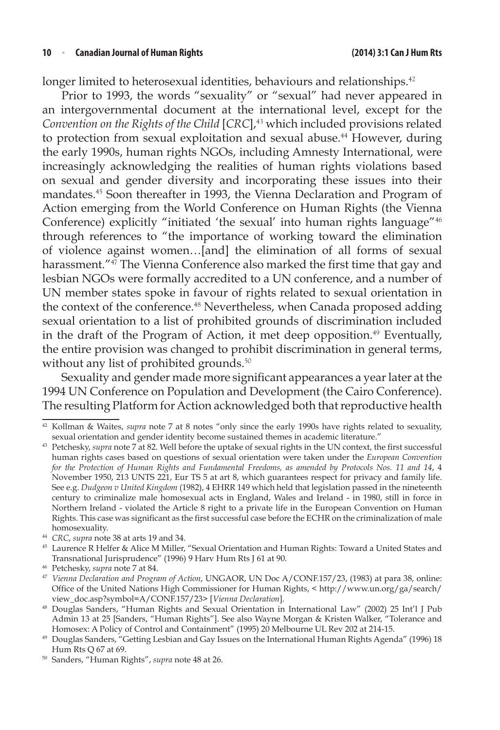longer limited to heterosexual identities, behaviours and relationships.[42]

Prior to 1993, the words "sexuality" or "sexual" had never appeared in an intergovernmental document at the international level, except for the *Convention on the Rights of the Child* [*CRC*],[43] which included provisions related to protection from sexual exploitation and sexual abuse.[44] However, during the early 1990s, human rights NGOs, including Amnesty International, were increasingly acknowledging the realities of human rights violations based on sexual and gender diversity and incorporating these issues into their mandates.[45] Soon thereafter in 1993, the Vienna Declaration and Program of Action emerging from the World Conference on Human Rights (the Vienna Conference) explicitly "initiated 'the sexual' into human rights language"[46] through references to "the importance of working toward the elimination of violence against women…[and] the elimination of all forms of sexual harassment."[47] The Vienna Conference also marked the first time that gay and lesbian NGOs were formally accredited to a UN conference, and a number of UN member states spoke in favour of rights related to sexual orientation in the context of the conference.[48] Nevertheless, when Canada proposed adding sexual orientation to a list of prohibited grounds of discrimination included in the draft of the Program of Action, it met deep opposition.[49] Eventually, the entire provision was changed to prohibit discrimination in general terms, without any list of prohibited grounds.[50]

Sexuality and gender made more significant appearances a year later at the 1994 UN Conference on Population and Development (the Cairo Conference). The resulting Platform for Action acknowledged both that reproductive health

---

[42] Kollman & Waites, *supra* note 7 at 8 notes "only since the early 1990s have rights related to sexuality, sexual orientation and gender identity become sustained themes in academic literature."

[43] Petchesky, *supra* note 7 at 82. Well before the uptake of sexual rights in the UN context, the first successful human rights cases based on questions of sexual orientation were taken under the *European Convention for the Protection of Human Rights and Fundamental Freedoms, as amended by Protocols Nos. 11 and 14*, 4 November 1950, 213 UNTS 221, Eur TS 5 at art 8, which guarantees respect for privacy and family life. See e.g. *Dudgeon v United Kingdom* (1982), 4 EHRR 149 which held that legislation passed in the nineteenth century to criminalize male homosexual acts in England, Wales and Ireland - in 1980, still in force in Northern Ireland - violated the Article 8 right to a private life in the European Convention on Human Rights. This case was significant as the first successful case before the ECHR on the criminalization of male homosexuality.

[44] *CRC*, *supra* note 38 at arts 19 and 34.

[45] Laurence R Helfer & Alice M Miller, "Sexual Orientation and Human Rights: Toward a United States and Transnational Jurisprudence" (1996) 9 Harv Hum Rts J 61 at 90.

[46] Petchesky, *supra* note 7 at 84.

[47] *Vienna Declaration and Program of Action*, UNGAOR, UN Doc A/CONF.157/23, (1983) at para 38, online: Office of the United Nations High Commissioner for Human Rights, < http://www.un.org/ga/search/view_doc.asp?symbol=A/CONF.157/23> [*Vienna Declaration*].

[48] Douglas Sanders, "Human Rights and Sexual Orientation in International Law" (2002) 25 Int'l J Pub Admin 13 at 25 [Sanders, "Human Rights"]. See also Wayne Morgan & Kristen Walker, "Tolerance and Homosex: A Policy of Control and Containment" (1995) 20 Melbourne UL Rev 202 at 214-15.

[49] Douglas Sanders, "Getting Lesbian and Gay Issues on the International Human Rights Agenda" (1996) 18 Hum Rts Q 67 at 69.

[50] Sanders, "Human Rights", *supra* note 48 at 26.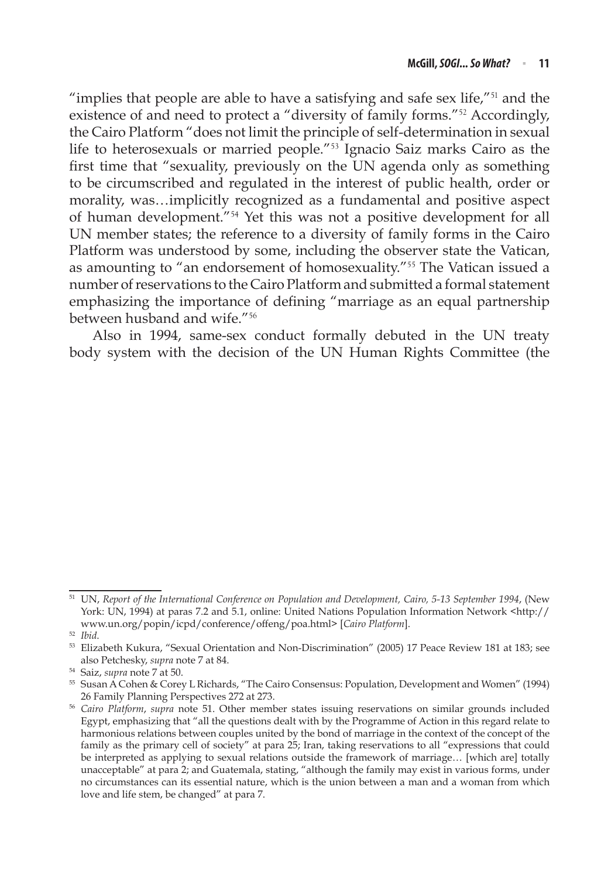"implies that people are able to have a satisfying and safe sex life,"[51] and the existence of and need to protect a "diversity of family forms."[52] Accordingly, the Cairo Platform "does not limit the principle of self-determination in sexual life to heterosexuals or married people."[53] Ignacio Saiz marks Cairo as the first time that "sexuality, previously on the UN agenda only as something to be circumscribed and regulated in the interest of public health, order or morality, was…implicitly recognized as a fundamental and positive aspect of human development."[54] Yet this was not a positive development for all UN member states; the reference to a diversity of family forms in the Cairo Platform was understood by some, including the observer state the Vatican, as amounting to "an endorsement of homosexuality."[55] The Vatican issued a number of reservations to the Cairo Platform and submitted a formal statement emphasizing the importance of defining "marriage as an equal partnership between husband and wife."[56]

Also in 1994, same-sex conduct formally debuted in the UN treaty body system with the decision of the UN Human Rights Committee (the

---

[51] UN, *Report of the International Conference on Population and Development, Cairo, 5-13 September 1994*, (New York: UN, 1994) at paras 7.2 and 5.1, online: United Nations Population Information Network <http://www.un.org/popin/icpd/conference/offeng/poa.html> [*Cairo Platform*].

[52] *Ibid*.

[53] Elizabeth Kukura, "Sexual Orientation and Non-Discrimination" (2005) 17 Peace Review 181 at 183; see also Petchesky, *supra* note 7 at 84.

[54] Saiz, *supra* note 7 at 50.

[55] Susan A Cohen & Corey L Richards, "The Cairo Consensus: Population, Development and Women" (1994) 26 Family Planning Perspectives 272 at 273.

[56] *Cairo Platform*, *supra* note 51. Other member states issuing reservations on similar grounds included Egypt, emphasizing that "all the questions dealt with by the Programme of Action in this regard relate to harmonious relations between couples united by the bond of marriage in the context of the concept of the family as the primary cell of society" at para 25; Iran, taking reservations to all "expressions that could be interpreted as applying to sexual relations outside the framework of marriage… [which are] totally unacceptable" at para 2; and Guatemala, stating, "although the family may exist in various forms, under no circumstances can its essential nature, which is the union between a man and a woman from which love and life stem, be changed" at para 7.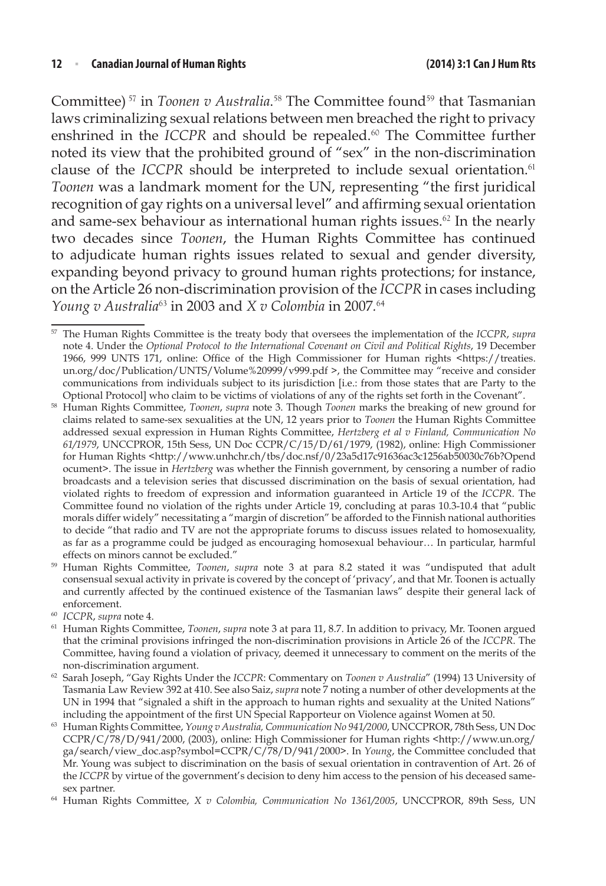Committee) [57] in *Toonen v Australia*.[58] The Committee found[59] that Tasmanian laws criminalizing sexual relations between men breached the right to privacy enshrined in the *ICCPR* and should be repealed.[60] The Committee further noted its view that the prohibited ground of "sex" in the non-discrimination clause of the *ICCPR* should be interpreted to include sexual orientation.[61] *Toonen* was a landmark moment for the UN, representing "the first juridical recognition of gay rights on a universal level" and affirming sexual orientation and same-sex behaviour as international human rights issues.[62] In the nearly two decades since *Toonen*, the Human Rights Committee has continued to adjudicate human rights issues related to sexual and gender diversity, expanding beyond privacy to ground human rights protections; for instance, on the Article 26 non-discrimination provision of the *ICCPR* in cases including *Young v Australia*[63] in 2003 and *X v Colombia* in 2007.[64]

---

[57] The Human Rights Committee is the treaty body that oversees the implementation of the *ICCPR*, *supra* note 4. Under the *Optional Protocol to the International Covenant on Civil and Political Rights*, 19 December 1966, 999 UNTS 171, online: Office of the High Commissioner for Human rights <https://treaties.un.org/doc/Publication/UNTS/Volume%20999/v999.pdf >, the Committee may "receive and consider communications from individuals subject to its jurisdiction [i.e.: from those states that are Party to the Optional Protocol] who claim to be victims of violations of any of the rights set forth in the Covenant".

[58] Human Rights Committee, *Toonen*, *supra* note 3. Though *Toonen* marks the breaking of new ground for claims related to same-sex sexualities at the UN, 12 years prior to *Toonen* the Human Rights Committee addressed sexual expression in Human Rights Committee, *Hertzberg et al v Finland, Communication No 61/1979*, UNCCPROR, 15th Sess, UN Doc CCPR/C/15/D/61/1979, (1982), online: High Commissioner for Human Rights <http://www.unhchr.ch/tbs/doc.nsf/0/23a5d17c91636ac3c1256ab50030c76b?Opendocument>. The issue in *Hertzberg* was whether the Finnish government, by censoring a number of radio broadcasts and a television series that discussed discrimination on the basis of sexual orientation, had violated rights to freedom of expression and information guaranteed in Article 19 of the *ICCPR*. The Committee found no violation of the rights under Article 19, concluding at paras 10.3-10.4 that "public morals differ widely" necessitating a "margin of discretion" be afforded to the Finnish national authorities to decide "that radio and TV are not the appropriate forums to discuss issues related to homosexuality, as far as a programme could be judged as encouraging homosexual behaviour… In particular, harmful effects on minors cannot be excluded."

[59] Human Rights Committee, *Toonen*, *supra* note 3 at para 8.2 stated it was "undisputed that adult consensual sexual activity in private is covered by the concept of 'privacy', and that Mr. Toonen is actually and currently affected by the continued existence of the Tasmanian laws" despite their general lack of enforcement.

[60] *ICCPR*, *supra* note 4.

[61] Human Rights Committee, *Toonen*, *supra* note 3 at para 11, 8.7. In addition to privacy, Mr. Toonen argued that the criminal provisions infringed the non-discrimination provisions in Article 26 of the *ICCPR*. The Committee, having found a violation of privacy, deemed it unnecessary to comment on the merits of the non-discrimination argument.

[62] Sarah Joseph, "Gay Rights Under the *ICCPR*: Commentary on *Toonen v Australia*" (1994) 13 University of Tasmania Law Review 392 at 410. See also Saiz, *supra* note 7 noting a number of other developments at the UN in 1994 that "signaled a shift in the approach to human rights and sexuality at the United Nations" including the appointment of the first UN Special Rapporteur on Violence against Women at 50.

[63] Human Rights Committee, *Young v Australia, Communication No 941/2000*, UNCCPROR, 78th Sess, UN Doc CCPR/C/78/D/941/2000, (2003), online: High Commissioner for Human rights <http://www.un.org/ga/search/view_doc.asp?symbol=CCPR/C/78/D/941/2000>. In *Young*, the Committee concluded that Mr. Young was subject to discrimination on the basis of sexual orientation in contravention of Art. 26 of the *ICCPR* by virtue of the government's decision to deny him access to the pension of his deceased same-sex partner.

[64] Human Rights Committee, *X v Colombia, Communication No 1361/2005*, UNCCPROR, 89th Sess, UN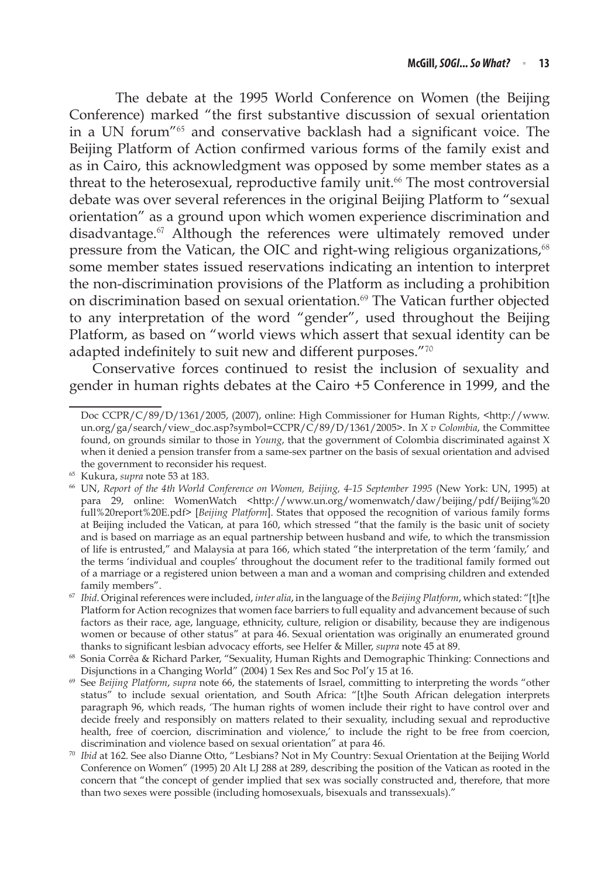The debate at the 1995 World Conference on Women (the Beijing Conference) marked "the first substantive discussion of sexual orientation in a UN forum"[65] and conservative backlash had a significant voice. The Beijing Platform of Action confirmed various forms of the family exist and as in Cairo, this acknowledgment was opposed by some member states as a threat to the heterosexual, reproductive family unit.[66] The most controversial debate was over several references in the original Beijing Platform to "sexual orientation" as a ground upon which women experience discrimination and disadvantage.[67] Although the references were ultimately removed under pressure from the Vatican, the OIC and right-wing religious organizations,[68] some member states issued reservations indicating an intention to interpret the non-discrimination provisions of the Platform as including a prohibition on discrimination based on sexual orientation.[69] The Vatican further objected to any interpretation of the word "gender", used throughout the Beijing Platform, as based on "world views which assert that sexual identity can be adapted indefinitely to suit new and different purposes."[70]

Conservative forces continued to resist the inclusion of sexuality and gender in human rights debates at the Cairo +5 Conference in 1999, and the

---

Doc CCPR/C/89/D/1361/2005, (2007), online: High Commissioner for Human Rights, <http://www.un.org/ga/search/view_doc.asp?symbol=CCPR/C/89/D/1361/2005>. In *X v Colombia*, the Committee found, on grounds similar to those in *Young*, that the government of Colombia discriminated against X when it denied a pension transfer from a same-sex partner on the basis of sexual orientation and advised the government to reconsider his request.

[65] Kukura, *supra* note 53 at 183.

[66] UN, *Report of the 4th World Conference on Women, Beijing, 4-15 September 1995* (New York: UN, 1995) at para 29, online: WomenWatch <http://www.un.org/womenwatch/daw/beijing/pdf/Beijing%20full%20report%20E.pdf> [*Beijing Platform*]. States that opposed the recognition of various family forms at Beijing included the Vatican, at para 160, which stressed "that the family is the basic unit of society and is based on marriage as an equal partnership between husband and wife, to which the transmission of life is entrusted," and Malaysia at para 166, which stated "the interpretation of the term 'family,' and the terms 'individual and couples' throughout the document refer to the traditional family formed out of a marriage or a registered union between a man and a woman and comprising children and extended family members".

[67] *Ibid*. Original references were included, *inter alia*, in the language of the *Beijing Platform*, which stated: "[t]he Platform for Action recognizes that women face barriers to full equality and advancement because of such factors as their race, age, language, ethnicity, culture, religion or disability, because they are indigenous women or because of other status" at para 46. Sexual orientation was originally an enumerated ground thanks to significant lesbian advocacy efforts, see Helfer & Miller, *supra* note 45 at 89.

[68] Sonia Corrêa & Richard Parker, "Sexuality, Human Rights and Demographic Thinking: Connections and Disjunctions in a Changing World" (2004) 1 Sex Res and Soc Pol'y 15 at 16.

[69] See *Beijing Platform*, *supra* note 66, the statements of Israel, committing to interpreting the words "other status" to include sexual orientation, and South Africa: "[t]he South African delegation interprets paragraph 96, which reads, 'The human rights of women include their right to have control over and decide freely and responsibly on matters related to their sexuality, including sexual and reproductive health, free of coercion, discrimination and violence,' to include the right to be free from coercion, discrimination and violence based on sexual orientation" at para 46.

[70] *Ibid* at 162. See also Dianne Otto, "Lesbians? Not in My Country: Sexual Orientation at the Beijing World Conference on Women" (1995) 20 Alt LJ 288 at 289, describing the position of the Vatican as rooted in the concern that "the concept of gender implied that sex was socially constructed and, therefore, that more than two sexes were possible (including homosexuals, bisexuals and transsexuals)."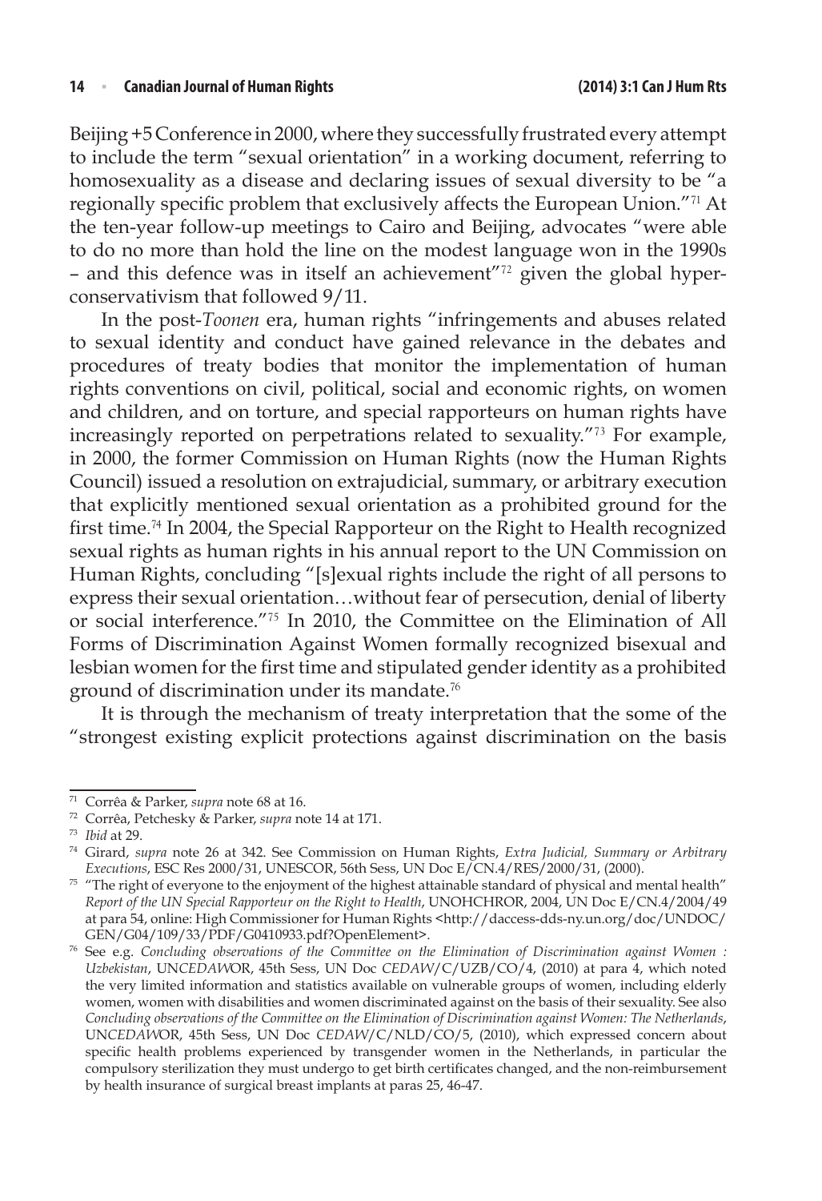Beijing +5 Conference in 2000, where they successfully frustrated every attempt to include the term "sexual orientation" in a working document, referring to homosexuality as a disease and declaring issues of sexual diversity to be "a regionally specific problem that exclusively affects the European Union."[71] At the ten-year follow-up meetings to Cairo and Beijing, advocates "were able to do no more than hold the line on the modest language won in the 1990s – and this defence was in itself an achievement"[72] given the global hyper-conservativism that followed 9/11.

In the post-*Toonen* era, human rights "infringements and abuses related to sexual identity and conduct have gained relevance in the debates and procedures of treaty bodies that monitor the implementation of human rights conventions on civil, political, social and economic rights, on women and children, and on torture, and special rapporteurs on human rights have increasingly reported on perpetrations related to sexuality."[73] For example, in 2000, the former Commission on Human Rights (now the Human Rights Council) issued a resolution on extrajudicial, summary, or arbitrary execution that explicitly mentioned sexual orientation as a prohibited ground for the first time.[74] In 2004, the Special Rapporteur on the Right to Health recognized sexual rights as human rights in his annual report to the UN Commission on Human Rights, concluding "[s]exual rights include the right of all persons to express their sexual orientation…without fear of persecution, denial of liberty or social interference."[75] In 2010, the Committee on the Elimination of All Forms of Discrimination Against Women formally recognized bisexual and lesbian women for the first time and stipulated gender identity as a prohibited ground of discrimination under its mandate.[76]

It is through the mechanism of treaty interpretation that the some of the "strongest existing explicit protections against discrimination on the basis

---

71 Corrêa & Parker, *supra* note 68 at 16.

72 Corrêa, Petchesky & Parker, *supra* note 14 at 171.

73 *Ibid* at 29.

74 Girard, *supra* note 26 at 342. See Commission on Human Rights, *Extra Judicial, Summary or Arbitrary Executions*, ESC Res 2000/31, UNESCOR, 56th Sess, UN Doc E/CN.4/RES/2000/31, (2000).

75 "The right of everyone to the enjoyment of the highest attainable standard of physical and mental health" *Report of the UN Special Rapporteur on the Right to Health*, UNOHCHROR, 2004, UN Doc E/CN.4/2004/49 at para 54, online: High Commissioner for Human Rights <http://daccess-dds-ny.un.org/doc/UNDOC/GEN/G04/109/33/PDF/G0410933.pdf?OpenElement>.

76 See e.g. *Concluding observations of the Committee on the Elimination of Discrimination against Women : Uzbekistan*, UN*CEDAW*OR, 45th Sess, UN Doc *CEDAW*/C/UZB/CO/4, (2010) at para 4, which noted the very limited information and statistics available on vulnerable groups of women, including elderly women, women with disabilities and women discriminated against on the basis of their sexuality. See also *Concluding observations of the Committee on the Elimination of Discrimination against Women: The Netherlands*, UN*CEDAW*OR, 45th Sess, UN Doc *CEDAW*/C/NLD/CO/5, (2010), which expressed concern about specific health problems experienced by transgender women in the Netherlands, in particular the compulsory sterilization they must undergo to get birth certificates changed, and the non-reimbursement by health insurance of surgical breast implants at paras 25, 46-47.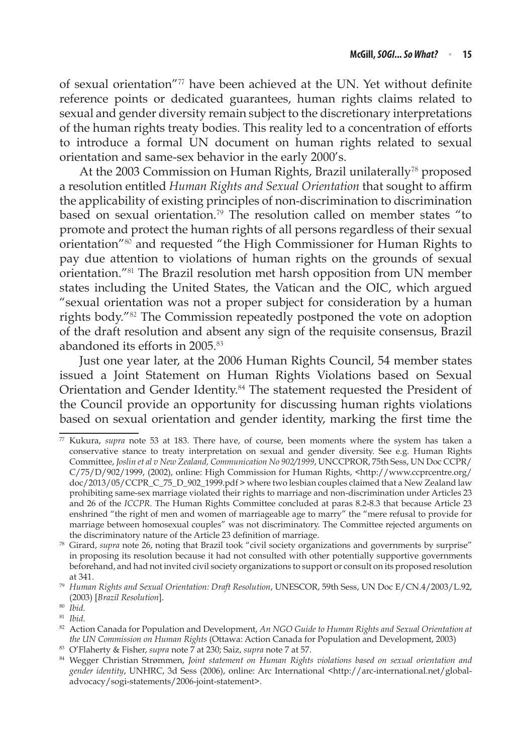of sexual orientation"[77] have been achieved at the UN. Yet without definite reference points or dedicated guarantees, human rights claims related to sexual and gender diversity remain subject to the discretionary interpretations of the human rights treaty bodies. This reality led to a concentration of efforts to introduce a formal UN document on human rights related to sexual orientation and same-sex behavior in the early 2000's.

At the 2003 Commission on Human Rights, Brazil unilaterally[78] proposed a resolution entitled *Human Rights and Sexual Orientation* that sought to affirm the applicability of existing principles of non-discrimination to discrimination based on sexual orientation.[79] The resolution called on member states "to promote and protect the human rights of all persons regardless of their sexual orientation"[80] and requested "the High Commissioner for Human Rights to pay due attention to violations of human rights on the grounds of sexual orientation."[81] The Brazil resolution met harsh opposition from UN member states including the United States, the Vatican and the OIC, which argued "sexual orientation was not a proper subject for consideration by a human rights body."[82] The Commission repeatedly postponed the vote on adoption of the draft resolution and absent any sign of the requisite consensus, Brazil abandoned its efforts in 2005.[83]

Just one year later, at the 2006 Human Rights Council, 54 member states issued a Joint Statement on Human Rights Violations based on Sexual Orientation and Gender Identity.[84] The statement requested the President of the Council provide an opportunity for discussing human rights violations based on sexual orientation and gender identity, marking the first time the

---

[77] Kukura, *supra* note 53 at 183. There have, of course, been moments where the system has taken a conservative stance to treaty interpretation on sexual and gender diversity. See e.g. Human Rights Committee, *Joslin et al v New Zealand, Communication No 902/1999*, UNCCPROR, 75th Sess, UN Doc CCPR/C/75/D/902/1999, (2002), online: High Commission for Human Rights, <http://www.ccprcentre.org/doc/2013/05/CCPR_C_75_D_902_1999.pdf > where two lesbian couples claimed that a New Zealand law prohibiting same-sex marriage violated their rights to marriage and non-discrimination under Articles 23 and 26 of the *ICCPR*. The Human Rights Committee concluded at paras 8.2-8.3 that because Article 23 enshrined "the right of men and women of marriageable age to marry" the "mere refusal to provide for marriage between homosexual couples" was not discriminatory. The Committee rejected arguments on the discriminatory nature of the Article 23 definition of marriage.

[78] Girard, *supra* note 26, noting that Brazil took "civil society organizations and governments by surprise" in proposing its resolution because it had not consulted with other potentially supportive governments beforehand, and had not invited civil society organizations to support or consult on its proposed resolution at 341.

[79] *Human Rights and Sexual Orientation: Draft Resolution*, UNESCOR, 59th Sess, UN Doc E/CN.4/2003/L.92, (2003) [*Brazil Resolution*].

[80] *Ibid.*

[81] *Ibid.*

[82] Action Canada for Population and Development, *An NGO Guide to Human Rights and Sexual Orientation at the UN Commission on Human Rights* (Ottawa: Action Canada for Population and Development, 2003)

[83] O'Flaherty & Fisher, *supra* note 7 at 230; Saiz, *supra* note 7 at 57.

[84] Wegger Christian Strømmen, *Joint statement on Human Rights violations based on sexual orientation and gender identity*, UNHRC, 3d Sess (2006), online: Arc International <http://arc-international.net/global-advocacy/sogi-statements/2006-joint-statement>.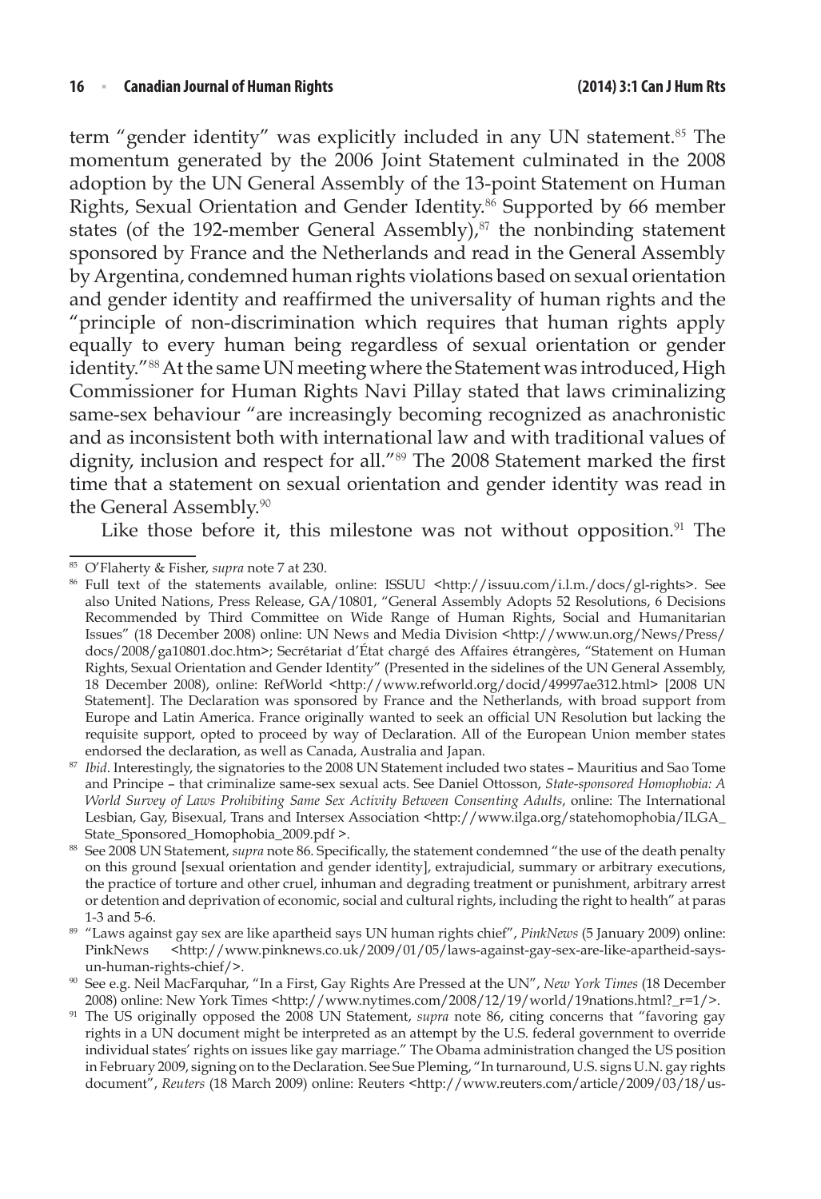term "gender identity" was explicitly included in any UN statement.[85] The momentum generated by the 2006 Joint Statement culminated in the 2008 adoption by the UN General Assembly of the 13-point Statement on Human Rights, Sexual Orientation and Gender Identity.[86] Supported by 66 member states (of the 192-member General Assembly),[87] the nonbinding statement sponsored by France and the Netherlands and read in the General Assembly by Argentina, condemned human rights violations based on sexual orientation and gender identity and reaffirmed the universality of human rights and the "principle of non-discrimination which requires that human rights apply equally to every human being regardless of sexual orientation or gender identity."[88] At the same UN meeting where the Statement was introduced, High Commissioner for Human Rights Navi Pillay stated that laws criminalizing same-sex behaviour "are increasingly becoming recognized as anachronistic and as inconsistent both with international law and with traditional values of dignity, inclusion and respect for all."[89] The 2008 Statement marked the first time that a statement on sexual orientation and gender identity was read in the General Assembly.[90]

Like those before it, this milestone was not without opposition.[91] The

---

[85] O'Flaherty & Fisher, *supra* note 7 at 230.

[86] Full text of the statements available, online: ISSUU <http://issuu.com/i.l.m./docs/gl-rights>. See also United Nations, Press Release, GA/10801, "General Assembly Adopts 52 Resolutions, 6 Decisions Recommended by Third Committee on Wide Range of Human Rights, Social and Humanitarian Issues" (18 December 2008) online: UN News and Media Division <http://www.un.org/News/Press/docs/2008/ga10801.doc.htm>; Secrétariat d'État chargé des Affaires étrangères, "Statement on Human Rights, Sexual Orientation and Gender Identity" (Presented in the sidelines of the UN General Assembly, 18 December 2008), online: RefWorld <http://www.refworld.org/docid/49997ae312.html> [2008 UN Statement]. The Declaration was sponsored by France and the Netherlands, with broad support from Europe and Latin America. France originally wanted to seek an official UN Resolution but lacking the requisite support, opted to proceed by way of Declaration. All of the European Union member states endorsed the declaration, as well as Canada, Australia and Japan.

[87] *Ibid*. Interestingly, the signatories to the 2008 UN Statement included two states – Mauritius and Sao Tome and Principe – that criminalize same-sex sexual acts. See Daniel Ottosson, *State-sponsored Homophobia: A World Survey of Laws Prohibiting Same Sex Activity Between Consenting Adults*, online: The International Lesbian, Gay, Bisexual, Trans and Intersex Association <http://www.ilga.org/statehomophobia/ILGA_State_Sponsored_Homophobia_2009.pdf >.

[88] See 2008 UN Statement, *supra* note 86. Specifically, the statement condemned "the use of the death penalty on this ground [sexual orientation and gender identity], extrajudicial, summary or arbitrary executions, the practice of torture and other cruel, inhuman and degrading treatment or punishment, arbitrary arrest or detention and deprivation of economic, social and cultural rights, including the right to health" at paras 1-3 and 5-6.

[89] "Laws against gay sex are like apartheid says UN human rights chief", *PinkNews* (5 January 2009) online: PinkNews <http://www.pinknews.co.uk/2009/01/05/laws-against-gay-sex-are-like-apartheid-says-un-human-rights-chief/>.

[90] See e.g. Neil MacFarquhar, "In a First, Gay Rights Are Pressed at the UN", *New York Times* (18 December 2008) online: New York Times <http://www.nytimes.com/2008/12/19/world/19nations.html?_r=1/>.

[91] The US originally opposed the 2008 UN Statement, *supra* note 86, citing concerns that "favoring gay rights in a UN document might be interpreted as an attempt by the U.S. federal government to override individual states' rights on issues like gay marriage." The Obama administration changed the US position in February 2009, signing on to the Declaration. See Sue Pleming, "In turnaround, U.S. signs U.N. gay rights document", *Reuters* (18 March 2009) online: Reuters <http://www.reuters.com/article/2009/03/18/us-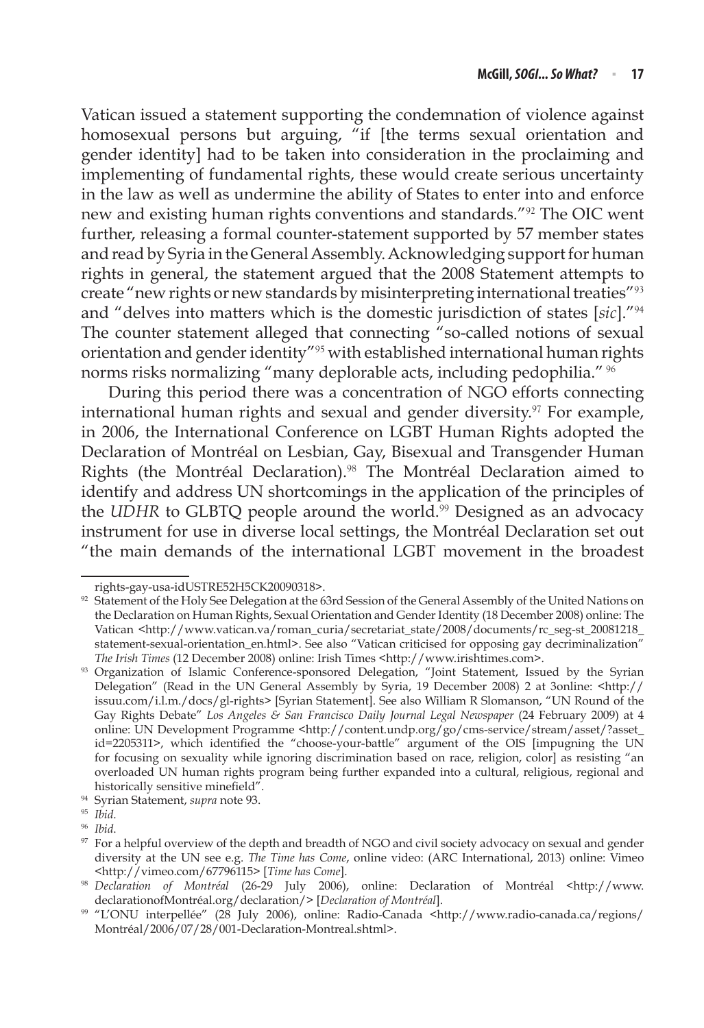Vatican issued a statement supporting the condemnation of violence against homosexual persons but arguing, "if [the terms sexual orientation and gender identity] had to be taken into consideration in the proclaiming and implementing of fundamental rights, these would create serious uncertainty in the law as well as undermine the ability of States to enter into and enforce new and existing human rights conventions and standards."[92] The OIC went further, releasing a formal counter-statement supported by 57 member states and read by Syria in the General Assembly. Acknowledging support for human rights in general, the statement argued that the 2008 Statement attempts to create "new rights or new standards by misinterpreting international treaties"[93] and "delves into matters which is the domestic jurisdiction of states [*sic*]."[94] The counter statement alleged that connecting "so-called notions of sexual orientation and gender identity"[95] with established international human rights norms risks normalizing "many deplorable acts, including pedophilia." [96]

During this period there was a concentration of NGO efforts connecting international human rights and sexual and gender diversity.[97] For example, in 2006, the International Conference on LGBT Human Rights adopted the Declaration of Montréal on Lesbian, Gay, Bisexual and Transgender Human Rights (the Montréal Declaration).[98] The Montréal Declaration aimed to identify and address UN shortcomings in the application of the principles of the *UDHR* to GLBTQ people around the world.[99] Designed as an advocacy instrument for use in diverse local settings, the Montréal Declaration set out "the main demands of the international LGBT movement in the broadest

---

rights-gay-usa-idUSTRE52H5CK20090318>.

92 Statement of the Holy See Delegation at the 63rd Session of the General Assembly of the United Nations on the Declaration on Human Rights, Sexual Orientation and Gender Identity (18 December 2008) online: The Vatican <http://www.vatican.va/roman_curia/secretariat_state/2008/documents/rc_seg-st_20081218_statement-sexual-orientation_en.html>. See also "Vatican criticised for opposing gay decriminalization" *The Irish Times* (12 December 2008) online: Irish Times <http://www.irishtimes.com>.

93 Organization of Islamic Conference-sponsored Delegation, "Joint Statement, Issued by the Syrian Delegation" (Read in the UN General Assembly by Syria, 19 December 2008) 2 at 3online: <http://issuu.com/i.l.m./docs/gl-rights> [Syrian Statement]. See also William R Slomanson, "UN Round of the Gay Rights Debate" *Los Angeles & San Francisco Daily Journal Legal Newspaper* (24 February 2009) at 4 online: UN Development Programme <http://content.undp.org/go/cms-service/stream/asset/?asset_id=2205311>, which identified the "choose-your-battle" argument of the OIS [impugning the UN for focusing on sexuality while ignoring discrimination based on race, religion, color] as resisting "an overloaded UN human rights program being further expanded into a cultural, religious, regional and historically sensitive minefield".

94 Syrian Statement, *supra* note 93.

95 *Ibid*.

96 *Ibid*.

97 For a helpful overview of the depth and breadth of NGO and civil society advocacy on sexual and gender diversity at the UN see e.g. *The Time has Come*, online video: (ARC International, 2013) online: Vimeo <http://vimeo.com/67796115> [*Time has Come*].

98 *Declaration of Montréal* (26-29 July 2006), online: Declaration of Montréal <http://www.declarationofMontréal.org/declaration/> [*Declaration of Montréal*].

99 "L'ONU interpellée" (28 July 2006), online: Radio-Canada <http://www.radio-canada.ca/regions/Montréal/2006/07/28/001-Declaration-Montreal.shtml>.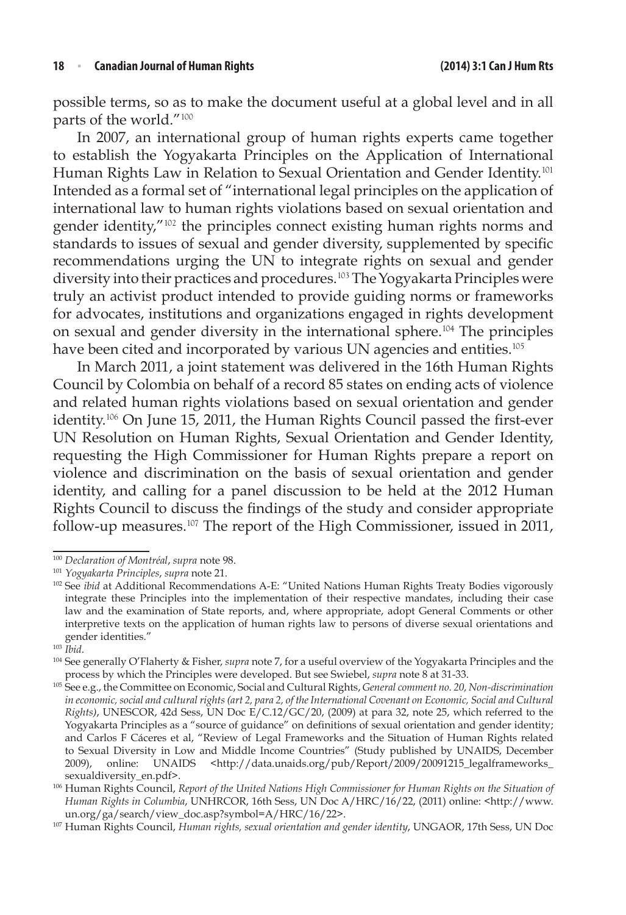possible terms, so as to make the document useful at a global level and in all parts of the world."[100]

In 2007, an international group of human rights experts came together to establish the Yogyakarta Principles on the Application of International Human Rights Law in Relation to Sexual Orientation and Gender Identity.[101] Intended as a formal set of "international legal principles on the application of international law to human rights violations based on sexual orientation and gender identity,"[102] the principles connect existing human rights norms and standards to issues of sexual and gender diversity, supplemented by specific recommendations urging the UN to integrate rights on sexual and gender diversity into their practices and procedures.[103] The Yogyakarta Principles were truly an activist product intended to provide guiding norms or frameworks for advocates, institutions and organizations engaged in rights development on sexual and gender diversity in the international sphere.[104] The principles have been cited and incorporated by various UN agencies and entities.[105]

In March 2011, a joint statement was delivered in the 16th Human Rights Council by Colombia on behalf of a record 85 states on ending acts of violence and related human rights violations based on sexual orientation and gender identity.[106] On June 15, 2011, the Human Rights Council passed the first-ever UN Resolution on Human Rights, Sexual Orientation and Gender Identity, requesting the High Commissioner for Human Rights prepare a report on violence and discrimination on the basis of sexual orientation and gender identity, and calling for a panel discussion to be held at the 2012 Human Rights Council to discuss the findings of the study and consider appropriate follow-up measures.[107] The report of the High Commissioner, issued in 2011,

---

[100] *Declaration of Montréal*, *supra* note 98.

[101] *Yogyakarta Principles*, *supra* note 21.

[102] See *ibid* at Additional Recommendations A-E: "United Nations Human Rights Treaty Bodies vigorously integrate these Principles into the implementation of their respective mandates, including their case law and the examination of State reports, and, where appropriate, adopt General Comments or other interpretive texts on the application of human rights law to persons of diverse sexual orientations and gender identities."

[103] *Ibid*.

[104] See generally O'Flaherty & Fisher, *supra* note 7, for a useful overview of the Yogyakarta Principles and the process by which the Principles were developed. But see Swiebel, *supra* note 8 at 31-33.

[105] See e.g., the Committee on Economic, Social and Cultural Rights, *General comment no. 20, Non-discrimination in economic, social and cultural rights (art 2, para 2, of the International Covenant on Economic, Social and Cultural Rights)*, UNESCOR, 42d Sess, UN Doc E/C.12/GC/20, (2009) at para 32, note 25, which referred to the Yogyakarta Principles as a "source of guidance" on definitions of sexual orientation and gender identity; and Carlos F Cáceres et al, "Review of Legal Frameworks and the Situation of Human Rights related to Sexual Diversity in Low and Middle Income Countries" (Study published by UNAIDS, December 2009), online: UNAIDS <http://data.unaids.org/pub/Report/2009/20091215_legalframeworks_sexualdiversity_en.pdf>.

[106] Human Rights Council, *Report of the United Nations High Commissioner for Human Rights on the Situation of Human Rights in Columbia*, UNHRCOR, 16th Sess, UN Doc A/HRC/16/22, (2011) online: <http://www.un.org/ga/search/view_doc.asp?symbol=A/HRC/16/22>.

[107] Human Rights Council, *Human rights, sexual orientation and gender identity*, UNGAOR, 17th Sess, UN Doc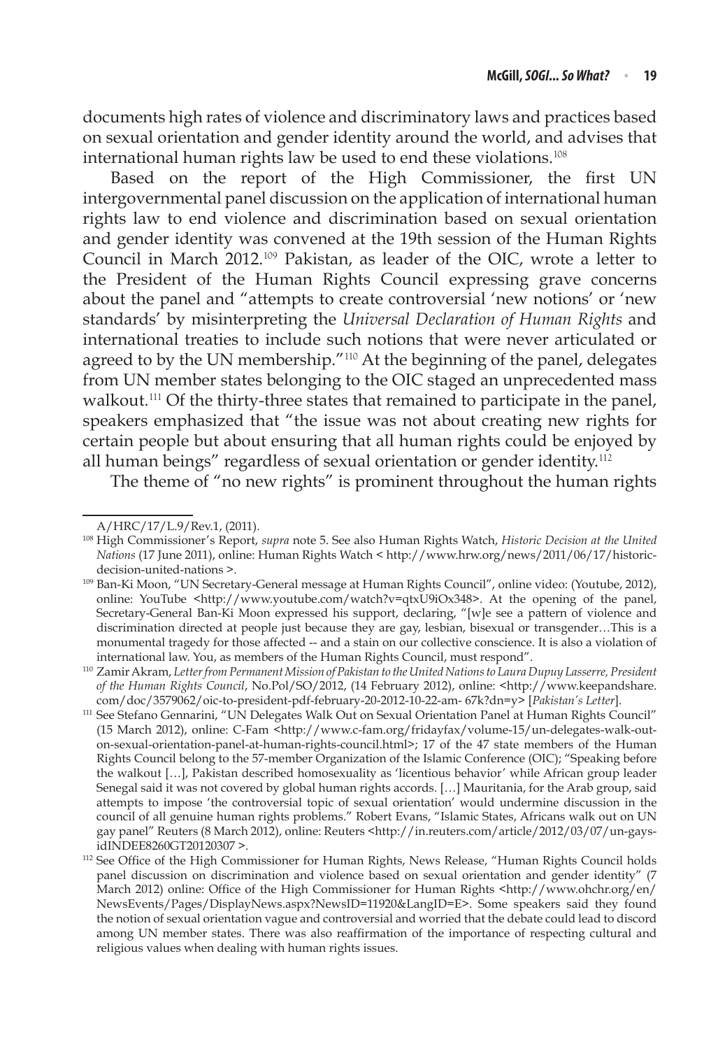documents high rates of violence and discriminatory laws and practices based on sexual orientation and gender identity around the world, and advises that international human rights law be used to end these violations.[108]

Based on the report of the High Commissioner, the first UN intergovernmental panel discussion on the application of international human rights law to end violence and discrimination based on sexual orientation and gender identity was convened at the 19th session of the Human Rights Council in March 2012.[109] Pakistan, as leader of the OIC, wrote a letter to the President of the Human Rights Council expressing grave concerns about the panel and "attempts to create controversial 'new notions' or 'new standards' by misinterpreting the *Universal Declaration of Human Rights* and international treaties to include such notions that were never articulated or agreed to by the UN membership."[110] At the beginning of the panel, delegates from UN member states belonging to the OIC staged an unprecedented mass walkout.[111] Of the thirty-three states that remained to participate in the panel, speakers emphasized that "the issue was not about creating new rights for certain people but about ensuring that all human rights could be enjoyed by all human beings" regardless of sexual orientation or gender identity.[112]

The theme of "no new rights" is prominent throughout the human rights

---

A/HRC/17/L.9/Rev.1, (2011).

[108] High Commissioner's Report, *supra* note 5. See also Human Rights Watch, *Historic Decision at the United Nations* (17 June 2011), online: Human Rights Watch < http://www.hrw.org/news/2011/06/17/historic-decision-united-nations >.

[109] Ban-Ki Moon, "UN Secretary-General message at Human Rights Council", online video: (Youtube, 2012), online: YouTube <http://www.youtube.com/watch?v=qtxU9iOx348>. At the opening of the panel, Secretary-General Ban-Ki Moon expressed his support, declaring, "[w]e see a pattern of violence and discrimination directed at people just because they are gay, lesbian, bisexual or transgender…This is a monumental tragedy for those affected -- and a stain on our collective conscience. It is also a violation of international law. You, as members of the Human Rights Council, must respond".

[110] Zamir Akram, *Letter from Permanent Mission of Pakistan to the United Nations to Laura Dupuy Lasserre, President of the Human Rights Council*, No.Pol/SO/2012, (14 February 2012), online: <http://www.keepandshare.com/doc/3579062/oic-to-president-pdf-february-20-2012-10-22-am- 67k?dn=y> [*Pakistan's Letter*].

[111] See Stefano Gennarini, "UN Delegates Walk Out on Sexual Orientation Panel at Human Rights Council" (15 March 2012), online: C-Fam <http://www.c-fam.org/fridayfax/volume-15/un-delegates-walk-out-on-sexual-orientation-panel-at-human-rights-council.html>; 17 of the 47 state members of the Human Rights Council belong to the 57-member Organization of the Islamic Conference (OIC); "Speaking before the walkout […], Pakistan described homosexuality as 'licentious behavior' while African group leader Senegal said it was not covered by global human rights accords. […] Mauritania, for the Arab group, said attempts to impose 'the controversial topic of sexual orientation' would undermine discussion in the council of all genuine human rights problems." Robert Evans, "Islamic States, Africans walk out on UN gay panel" Reuters (8 March 2012), online: Reuters <http://in.reuters.com/article/2012/03/07/un-gays-idINDEE8260GT20120307 >.

[112] See Office of the High Commissioner for Human Rights, News Release, "Human Rights Council holds panel discussion on discrimination and violence based on sexual orientation and gender identity" (7 March 2012) online: Office of the High Commissioner for Human Rights <http://www.ohchr.org/en/NewsEvents/Pages/DisplayNews.aspx?NewsID=11920&LangID=E>. Some speakers said they found the notion of sexual orientation vague and controversial and worried that the debate could lead to discord among UN member states. There was also reaffirmation of the importance of respecting cultural and religious values when dealing with human rights issues.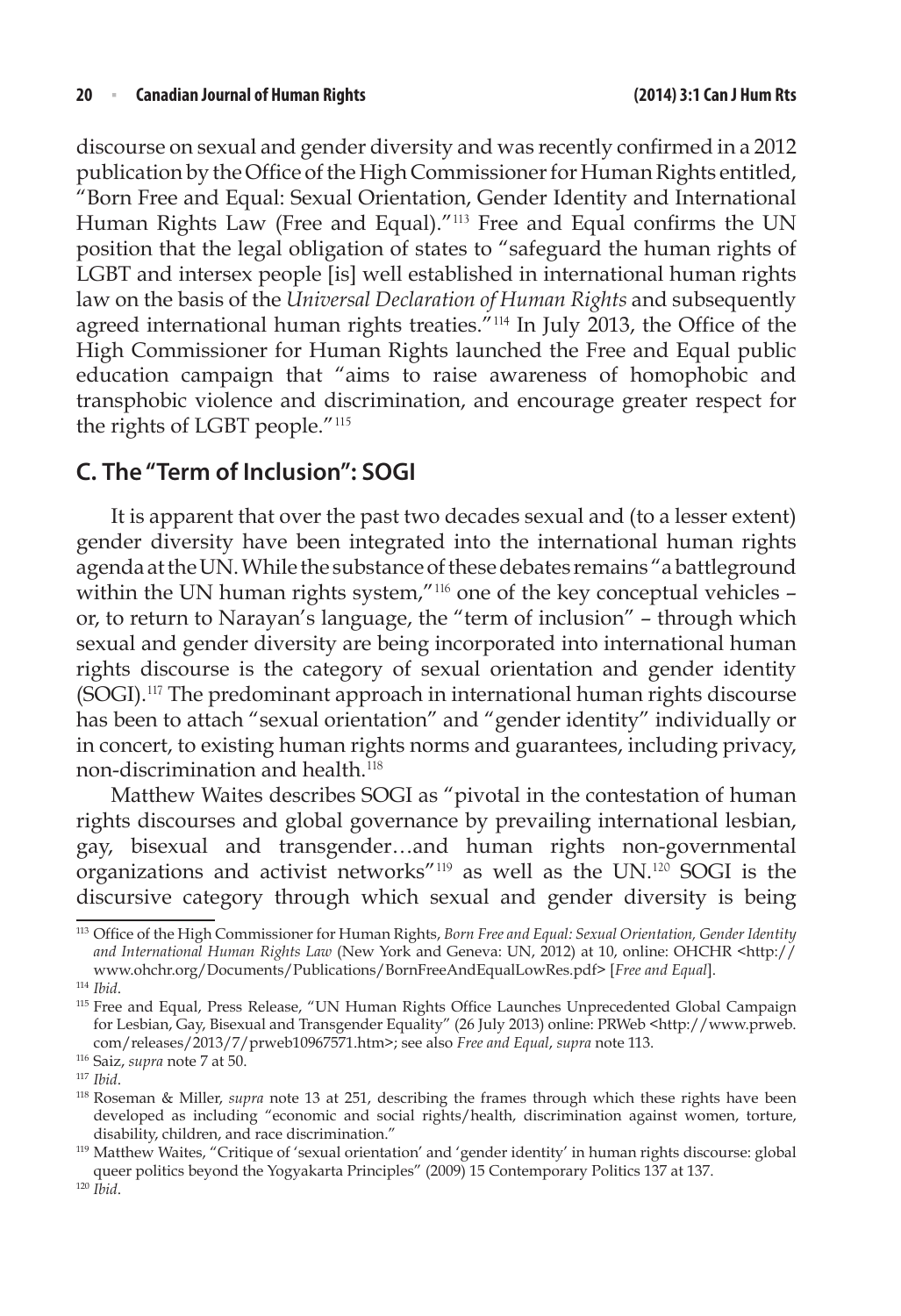discourse on sexual and gender diversity and was recently confirmed in a 2012 publication by the Office of the High Commissioner for Human Rights entitled, "Born Free and Equal: Sexual Orientation, Gender Identity and International Human Rights Law (Free and Equal)."[113] Free and Equal confirms the UN position that the legal obligation of states to "safeguard the human rights of LGBT and intersex people [is] well established in international human rights law on the basis of the *Universal Declaration of Human Rights* and subsequently agreed international human rights treaties."[114] In July 2013, the Office of the High Commissioner for Human Rights launched the Free and Equal public education campaign that "aims to raise awareness of homophobic and transphobic violence and discrimination, and encourage greater respect for the rights of LGBT people."[115]

## C. The "Term of Inclusion": SOGI

It is apparent that over the past two decades sexual and (to a lesser extent) gender diversity have been integrated into the international human rights agenda at the UN. While the substance of these debates remains "a battleground within the UN human rights system,"[116] one of the key conceptual vehicles – or, to return to Narayan's language, the "term of inclusion" – through which sexual and gender diversity are being incorporated into international human rights discourse is the category of sexual orientation and gender identity (SOGI).[117] The predominant approach in international human rights discourse has been to attach "sexual orientation" and "gender identity" individually or in concert, to existing human rights norms and guarantees, including privacy, non-discrimination and health.[118]

Matthew Waites describes SOGI as "pivotal in the contestation of human rights discourses and global governance by prevailing international lesbian, gay, bisexual and transgender…and human rights non-governmental organizations and activist networks"[119] as well as the UN.[120] SOGI is the discursive category through which sexual and gender diversity is being

---

[113] Office of the High Commissioner for Human Rights, *Born Free and Equal: Sexual Orientation, Gender Identity and International Human Rights Law* (New York and Geneva: UN, 2012) at 10, online: OHCHR <http://www.ohchr.org/Documents/Publications/BornFreeAndEqualLowRes.pdf> [*Free and Equal*].

[114] *Ibid*.

[115] Free and Equal, Press Release, "UN Human Rights Office Launches Unprecedented Global Campaign for Lesbian, Gay, Bisexual and Transgender Equality" (26 July 2013) online: PRWeb <http://www.prweb.com/releases/2013/7/prweb10967571.htm>; see also *Free and Equal*, *supra* note 113.

[116] Saiz, *supra* note 7 at 50.

[117] *Ibid*.

[118] Roseman & Miller, *supra* note 13 at 251, describing the frames through which these rights have been developed as including "economic and social rights/health, discrimination against women, torture, disability, children, and race discrimination."

[119] Matthew Waites, "Critique of 'sexual orientation' and 'gender identity' in human rights discourse: global queer politics beyond the Yogyakarta Principles" (2009) 15 Contemporary Politics 137 at 137.

[120] *Ibid*.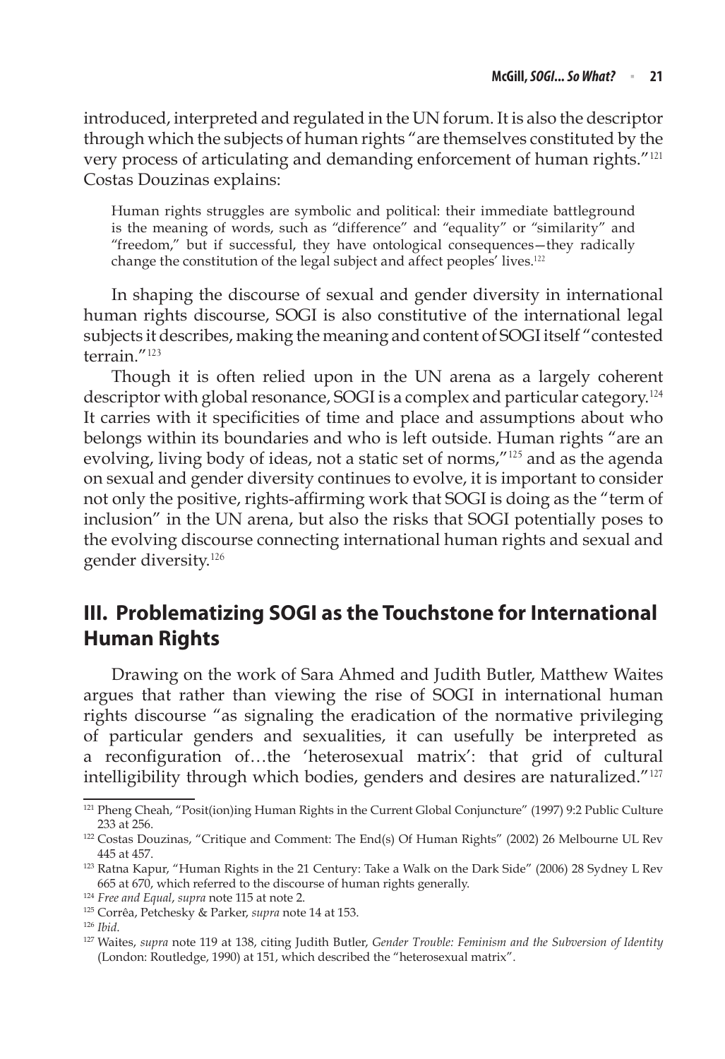introduced, interpreted and regulated in the UN forum. It is also the descriptor through which the subjects of human rights "are themselves constituted by the very process of articulating and demanding enforcement of human rights."[121] Costas Douzinas explains:

> Human rights struggles are symbolic and political: their immediate battleground is the meaning of words, such as "difference" and "equality" or "similarity" and "freedom," but if successful, they have ontological consequences—they radically change the constitution of the legal subject and affect peoples' lives.[122]

In shaping the discourse of sexual and gender diversity in international human rights discourse, SOGI is also constitutive of the international legal subjects it describes, making the meaning and content of SOGI itself "contested terrain."[123]

Though it is often relied upon in the UN arena as a largely coherent descriptor with global resonance, SOGI is a complex and particular category.[124] It carries with it specificities of time and place and assumptions about who belongs within its boundaries and who is left outside. Human rights "are an evolving, living body of ideas, not a static set of norms,"[125] and as the agenda on sexual and gender diversity continues to evolve, it is important to consider not only the positive, rights-affirming work that SOGI is doing as the "term of inclusion" in the UN arena, but also the risks that SOGI potentially poses to the evolving discourse connecting international human rights and sexual and gender diversity.[126]

## III. Problematizing SOGI as the Touchstone for International Human Rights

Drawing on the work of Sara Ahmed and Judith Butler, Matthew Waites argues that rather than viewing the rise of SOGI in international human rights discourse "as signaling the eradication of the normative privileging of particular genders and sexualities, it can usefully be interpreted as a reconfiguration of…the 'heterosexual matrix': that grid of cultural intelligibility through which bodies, genders and desires are naturalized."[127]

---

[121] Pheng Cheah, "Posit(ion)ing Human Rights in the Current Global Conjuncture" (1997) 9:2 Public Culture 233 at 256.

[122] Costas Douzinas, "Critique and Comment: The End(s) Of Human Rights" (2002) 26 Melbourne UL Rev 445 at 457.

[123] Ratna Kapur, "Human Rights in the 21 Century: Take a Walk on the Dark Side" (2006) 28 Sydney L Rev 665 at 670, which referred to the discourse of human rights generally.

[124] *Free and Equal*, *supra* note 115 at note 2.

[125] Corrêa, Petchesky & Parker, *supra* note 14 at 153.

[126] *Ibid*.

[127] Waites, *supra* note 119 at 138, citing Judith Butler, *Gender Trouble: Feminism and the Subversion of Identity* (London: Routledge, 1990) at 151, which described the "heterosexual matrix".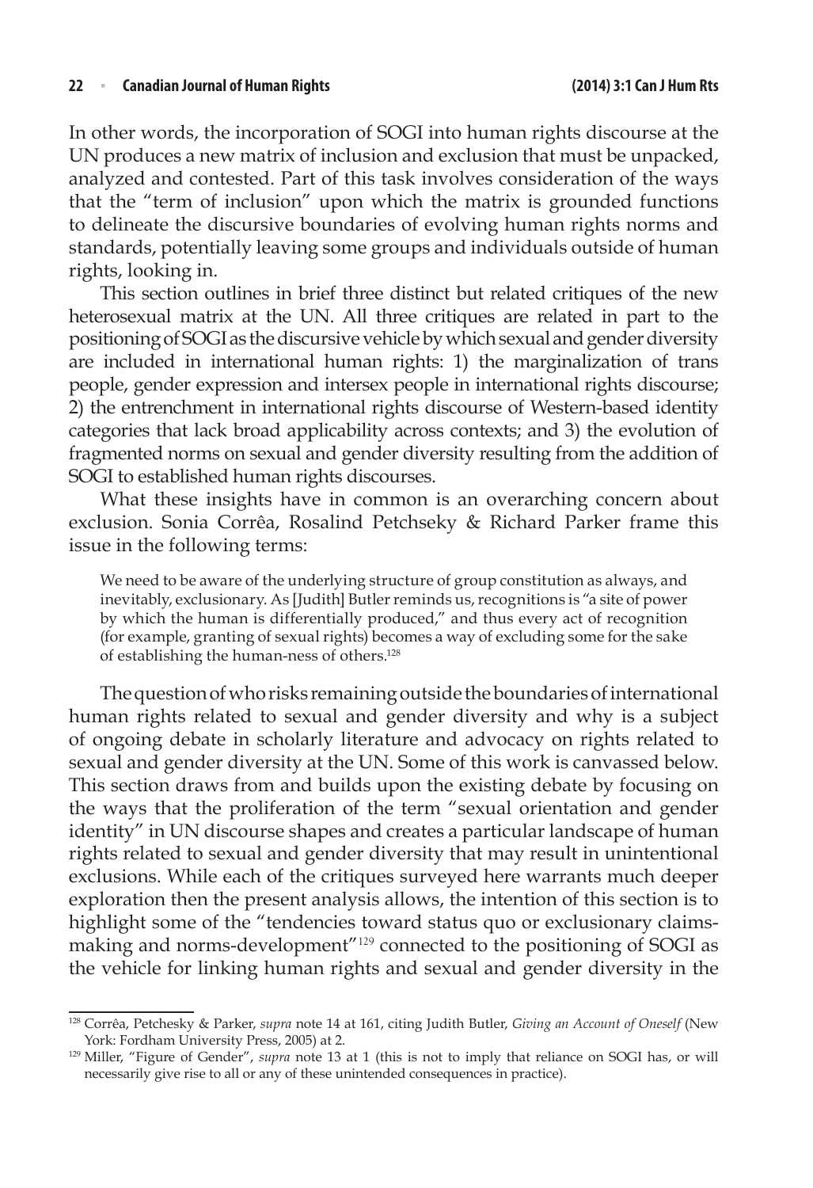In other words, the incorporation of SOGI into human rights discourse at the UN produces a new matrix of inclusion and exclusion that must be unpacked, analyzed and contested. Part of this task involves consideration of the ways that the "term of inclusion" upon which the matrix is grounded functions to delineate the discursive boundaries of evolving human rights norms and standards, potentially leaving some groups and individuals outside of human rights, looking in.

This section outlines in brief three distinct but related critiques of the new heterosexual matrix at the UN. All three critiques are related in part to the positioning of SOGI as the discursive vehicle by which sexual and gender diversity are included in international human rights: 1) the marginalization of trans people, gender expression and intersex people in international rights discourse; 2) the entrenchment in international rights discourse of Western-based identity categories that lack broad applicability across contexts; and 3) the evolution of fragmented norms on sexual and gender diversity resulting from the addition of SOGI to established human rights discourses.

What these insights have in common is an overarching concern about exclusion. Sonia Corrêa, Rosalind Petchseky & Richard Parker frame this issue in the following terms:

> We need to be aware of the underlying structure of group constitution as always, and inevitably, exclusionary. As [Judith] Butler reminds us, recognitions is "a site of power by which the human is differentially produced," and thus every act of recognition (for example, granting of sexual rights) becomes a way of excluding some for the sake of establishing the human-ness of others.[128]

The question of who risks remaining outside the boundaries of international human rights related to sexual and gender diversity and why is a subject of ongoing debate in scholarly literature and advocacy on rights related to sexual and gender diversity at the UN. Some of this work is canvassed below. This section draws from and builds upon the existing debate by focusing on the ways that the proliferation of the term "sexual orientation and gender identity" in UN discourse shapes and creates a particular landscape of human rights related to sexual and gender diversity that may result in unintentional exclusions. While each of the critiques surveyed here warrants much deeper exploration then the present analysis allows, the intention of this section is to highlight some of the "tendencies toward status quo or exclusionary claims-making and norms-development"[129] connected to the positioning of SOGI as the vehicle for linking human rights and sexual and gender diversity in the

---

[128] Corrêa, Petchesky & Parker, *supra* note 14 at 161, citing Judith Butler, *Giving an Account of Oneself* (New York: Fordham University Press, 2005) at 2.

[129] Miller, "Figure of Gender", *supra* note 13 at 1 (this is not to imply that reliance on SOGI has, or will necessarily give rise to all or any of these unintended consequences in practice).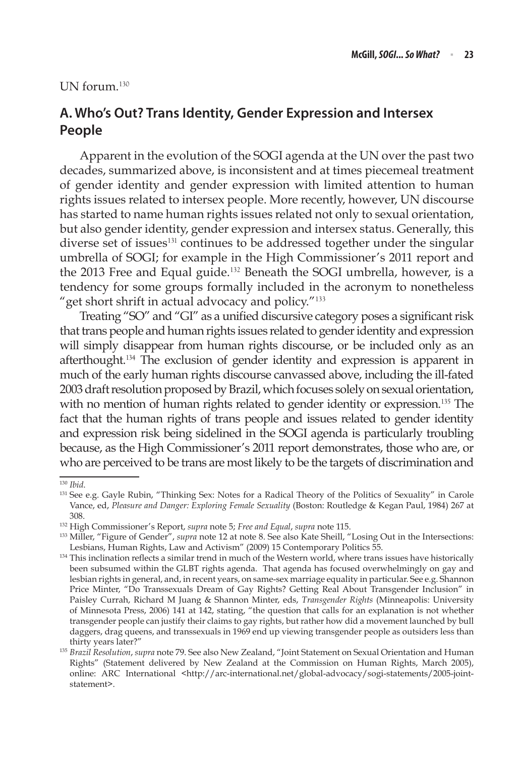UN forum.[130]

## A. Who's Out? Trans Identity, Gender Expression and Intersex People

Apparent in the evolution of the SOGI agenda at the UN over the past two decades, summarized above, is inconsistent and at times piecemeal treatment of gender identity and gender expression with limited attention to human rights issues related to intersex people. More recently, however, UN discourse has started to name human rights issues related not only to sexual orientation, but also gender identity, gender expression and intersex status. Generally, this diverse set of issues[131] continues to be addressed together under the singular umbrella of SOGI; for example in the High Commissioner's 2011 report and the 2013 Free and Equal guide.[132] Beneath the SOGI umbrella, however, is a tendency for some groups formally included in the acronym to nonetheless "get short shrift in actual advocacy and policy."[133]

Treating "SO" and "GI" as a unified discursive category poses a significant risk that trans people and human rights issues related to gender identity and expression will simply disappear from human rights discourse, or be included only as an afterthought.[134] The exclusion of gender identity and expression is apparent in much of the early human rights discourse canvassed above, including the ill-fated 2003 draft resolution proposed by Brazil, which focuses solely on sexual orientation, with no mention of human rights related to gender identity or expression.[135] The fact that the human rights of trans people and issues related to gender identity and expression risk being sidelined in the SOGI agenda is particularly troubling because, as the High Commissioner's 2011 report demonstrates, those who are, or who are perceived to be trans are most likely to be the targets of discrimination and

---

[130] *Ibid.*

[131] See e.g. Gayle Rubin, "Thinking Sex: Notes for a Radical Theory of the Politics of Sexuality" in Carole Vance, ed, *Pleasure and Danger: Exploring Female Sexuality* (Boston: Routledge & Kegan Paul, 1984) 267 at 308.

[132] High Commissioner's Report, *supra* note 5; *Free and Equal*, *supra* note 115.

[133] Miller, "Figure of Gender", *supra* note 12 at note 8. See also Kate Sheill, "Losing Out in the Intersections: Lesbians, Human Rights, Law and Activism" (2009) 15 Contemporary Politics 55.

[134] This inclination reflects a similar trend in much of the Western world, where trans issues have historically been subsumed within the GLBT rights agenda. That agenda has focused overwhelmingly on gay and lesbian rights in general, and, in recent years, on same-sex marriage equality in particular. See e.g. Shannon Price Minter, "Do Transsexuals Dream of Gay Rights? Getting Real About Transgender Inclusion" in Paisley Currah, Richard M Juang & Shannon Minter, eds, *Transgender Rights* (Minneapolis: University of Minnesota Press, 2006) 141 at 142, stating, "the question that calls for an explanation is not whether transgender people can justify their claims to gay rights, but rather how did a movement launched by bull daggers, drag queens, and transsexuals in 1969 end up viewing transgender people as outsiders less than thirty years later?"

[135] *Brazil Resolution*, *supra* note 79. See also New Zealand, "Joint Statement on Sexual Orientation and Human Rights" (Statement delivered by New Zealand at the Commission on Human Rights, March 2005), online: ARC International <http://arc-international.net/global-advocacy/sogi-statements/2005-joint-statement>.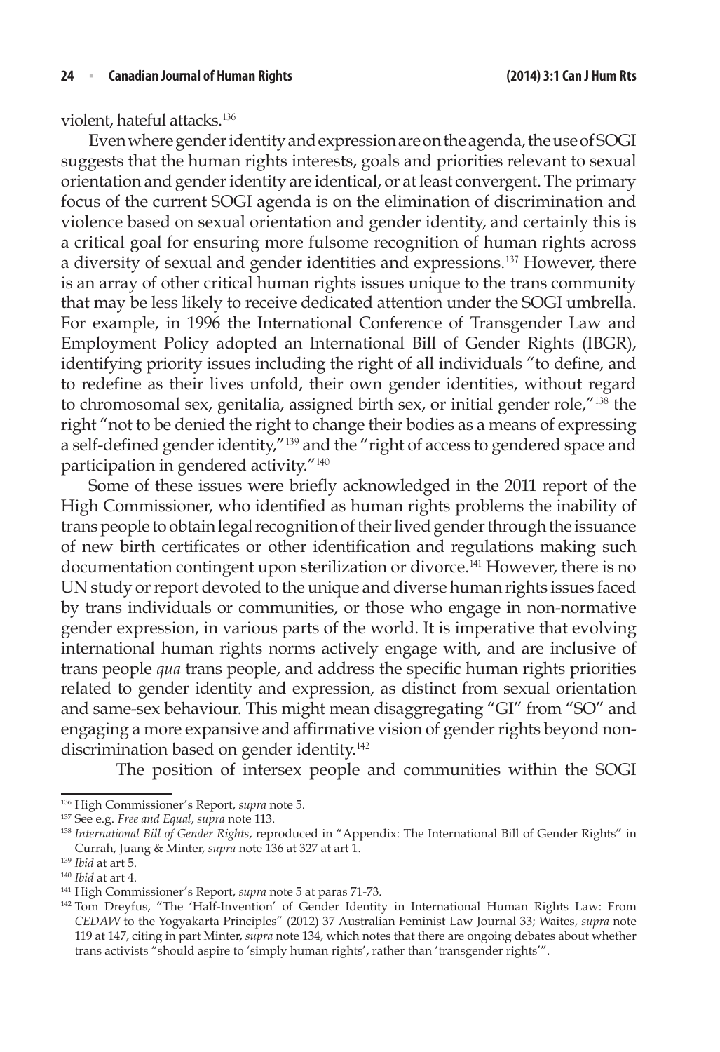violent, hateful attacks.[136]

Even where gender identity and expression are on the agenda, the use of SOGI suggests that the human rights interests, goals and priorities relevant to sexual orientation and gender identity are identical, or at least convergent. The primary focus of the current SOGI agenda is on the elimination of discrimination and violence based on sexual orientation and gender identity, and certainly this is a critical goal for ensuring more fulsome recognition of human rights across a diversity of sexual and gender identities and expressions.[137] However, there is an array of other critical human rights issues unique to the trans community that may be less likely to receive dedicated attention under the SOGI umbrella. For example, in 1996 the International Conference of Transgender Law and Employment Policy adopted an International Bill of Gender Rights (IBGR), identifying priority issues including the right of all individuals "to define, and to redefine as their lives unfold, their own gender identities, without regard to chromosomal sex, genitalia, assigned birth sex, or initial gender role,"[138] the right "not to be denied the right to change their bodies as a means of expressing a self-defined gender identity,"[139] and the "right of access to gendered space and participation in gendered activity."[140]

Some of these issues were briefly acknowledged in the 2011 report of the High Commissioner, who identified as human rights problems the inability of trans people to obtain legal recognition of their lived gender through the issuance of new birth certificates or other identification and regulations making such documentation contingent upon sterilization or divorce.[141] However, there is no UN study or report devoted to the unique and diverse human rights issues faced by trans individuals or communities, or those who engage in non-normative gender expression, in various parts of the world. It is imperative that evolving international human rights norms actively engage with, and are inclusive of trans people *qua* trans people, and address the specific human rights priorities related to gender identity and expression, as distinct from sexual orientation and same-sex behaviour. This might mean disaggregating "GI" from "SO" and engaging a more expansive and affirmative vision of gender rights beyond non-discrimination based on gender identity.[142]

The position of intersex people and communities within the SOGI

---

[136] High Commissioner's Report, *supra* note 5.

[137] See e.g. *Free and Equal*, *supra* note 113.

[138] *International Bill of Gender Rights*, reproduced in "Appendix: The International Bill of Gender Rights" in Currah, Juang & Minter, *supra* note 136 at 327 at art 1.

[139] *Ibid* at art 5.

[140] *Ibid* at art 4.

[141] High Commissioner's Report, *supra* note 5 at paras 71-73.

[142] Tom Dreyfus, "The 'Half-Invention' of Gender Identity in International Human Rights Law: From *CEDAW* to the Yogyakarta Principles" (2012) 37 Australian Feminist Law Journal 33; Waites, *supra* note 119 at 147, citing in part Minter, *supra* note 134, which notes that there are ongoing debates about whether trans activists "should aspire to 'simply human rights', rather than 'transgender rights'".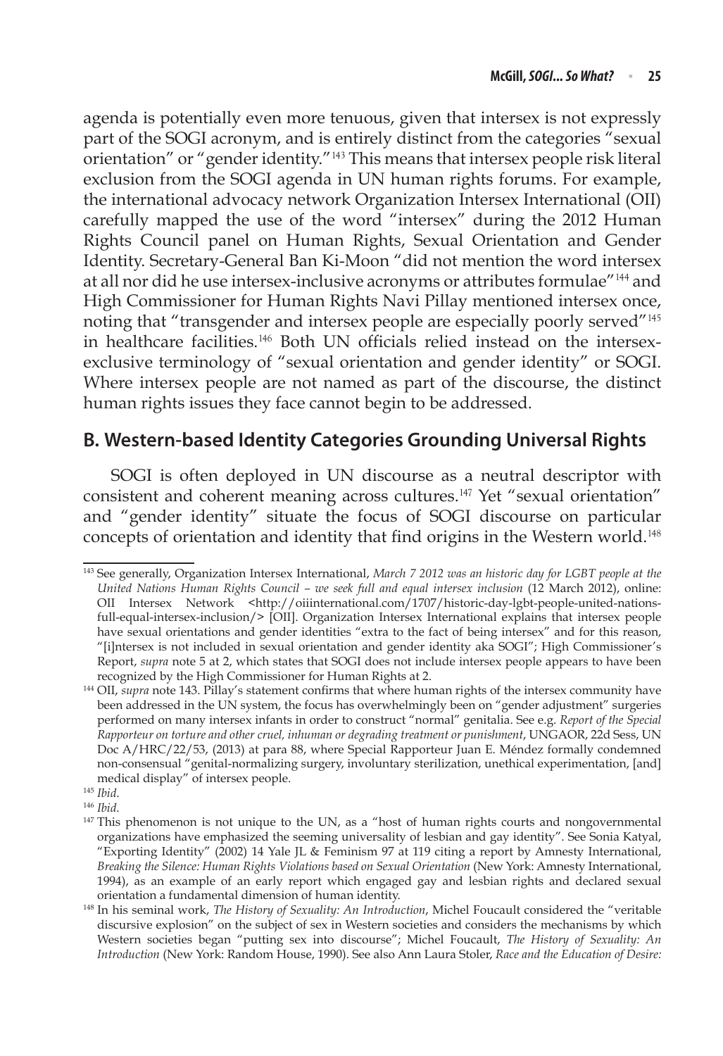agenda is potentially even more tenuous, given that intersex is not expressly part of the SOGI acronym, and is entirely distinct from the categories "sexual orientation" or "gender identity."[143] This means that intersex people risk literal exclusion from the SOGI agenda in UN human rights forums. For example, the international advocacy network Organization Intersex International (OII) carefully mapped the use of the word "intersex" during the 2012 Human Rights Council panel on Human Rights, Sexual Orientation and Gender Identity. Secretary-General Ban Ki-Moon "did not mention the word intersex at all nor did he use intersex-inclusive acronyms or attributes formulae"[144] and High Commissioner for Human Rights Navi Pillay mentioned intersex once, noting that "transgender and intersex people are especially poorly served"[145] in healthcare facilities.[146] Both UN officials relied instead on the intersex-exclusive terminology of "sexual orientation and gender identity" or SOGI. Where intersex people are not named as part of the discourse, the distinct human rights issues they face cannot begin to be addressed.

## B. Western-based Identity Categories Grounding Universal Rights

SOGI is often deployed in UN discourse as a neutral descriptor with consistent and coherent meaning across cultures.[147] Yet "sexual orientation" and "gender identity" situate the focus of SOGI discourse on particular concepts of orientation and identity that find origins in the Western world.[148]

---

[143] See generally, Organization Intersex International, *March 7 2012 was an historic day for LGBT people at the United Nations Human Rights Council – we seek full and equal intersex inclusion* (12 March 2012), online: OII Intersex Network <http://oiiinternational.com/1707/historic-day-lgbt-people-united-nations-full-equal-intersex-inclusion/> [OII]. Organization Intersex International explains that intersex people have sexual orientations and gender identities "extra to the fact of being intersex" and for this reason, "[i]ntersex is not included in sexual orientation and gender identity aka SOGI"; High Commissioner's Report, *supra* note 5 at 2, which states that SOGI does not include intersex people appears to have been recognized by the High Commissioner for Human Rights at 2.

[144] OII, *supra* note 143. Pillay's statement confirms that where human rights of the intersex community have been addressed in the UN system, the focus has overwhelmingly been on "gender adjustment" surgeries performed on many intersex infants in order to construct "normal" genitalia. See e.g. *Report of the Special Rapporteur on torture and other cruel, inhuman or degrading treatment or punishment*, UNGAOR, 22d Sess, UN Doc A/HRC/22/53, (2013) at para 88, where Special Rapporteur Juan E. Méndez formally condemned non-consensual "genital-normalizing surgery, involuntary sterilization, unethical experimentation, [and] medical display" of intersex people.

[145] *Ibid.*

[146] *Ibid.*

[147] This phenomenon is not unique to the UN, as a "host of human rights courts and nongovernmental organizations have emphasized the seeming universality of lesbian and gay identity". See Sonia Katyal, "Exporting Identity" (2002) 14 Yale JL & Feminism 97 at 119 citing a report by Amnesty International, *Breaking the Silence: Human Rights Violations based on Sexual Orientation* (New York: Amnesty International, 1994), as an example of an early report which engaged gay and lesbian rights and declared sexual orientation a fundamental dimension of human identity.

[148] In his seminal work, *The History of Sexuality: An Introduction*, Michel Foucault considered the "veritable discursive explosion" on the subject of sex in Western societies and considers the mechanisms by which Western societies began "putting sex into discourse"; Michel Foucault, *The History of Sexuality: An Introduction* (New York: Random House, 1990). See also Ann Laura Stoler, *Race and the Education of Desire:*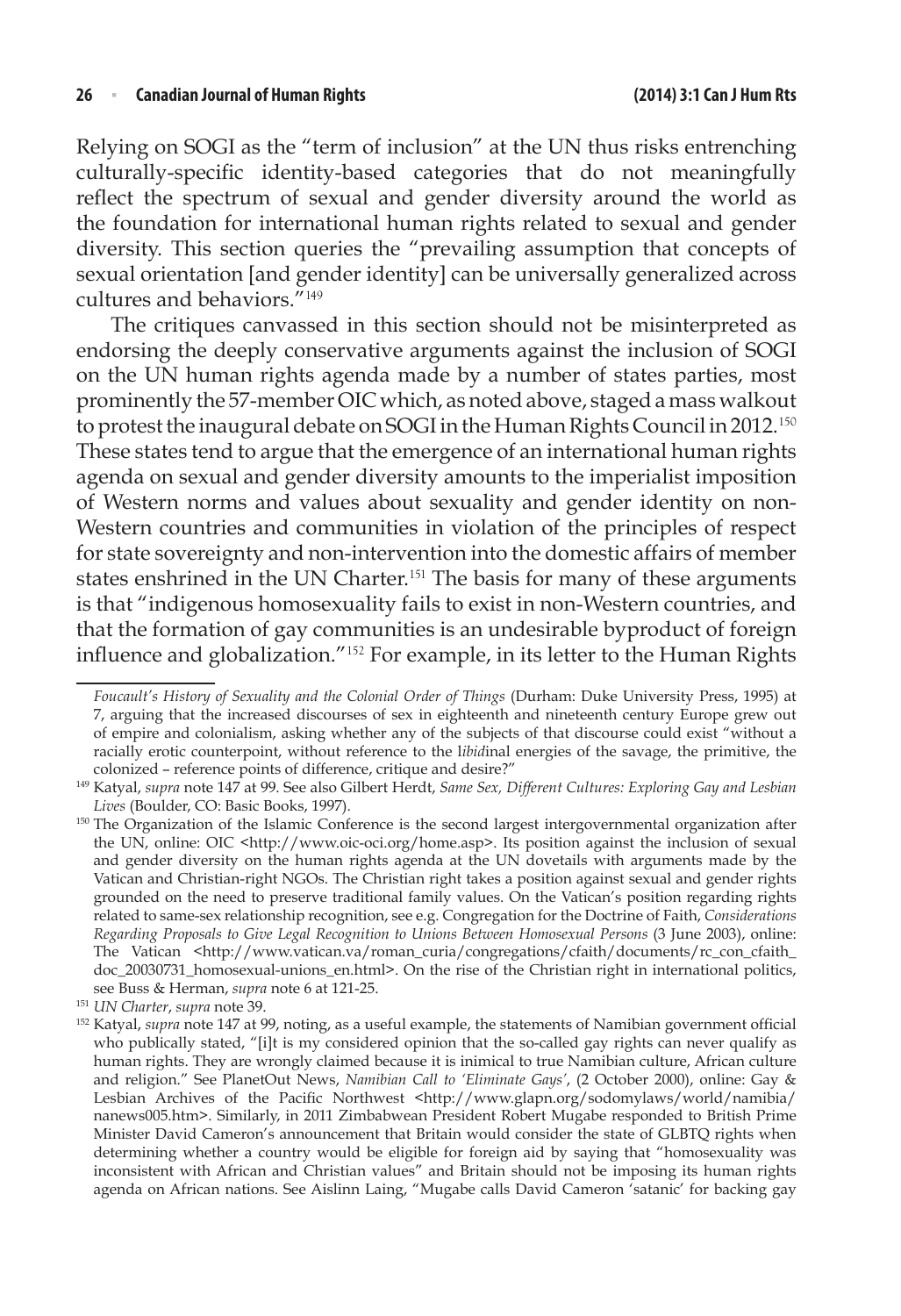Relying on SOGI as the "term of inclusion" at the UN thus risks entrenching culturally-specific identity-based categories that do not meaningfully reflect the spectrum of sexual and gender diversity around the world as the foundation for international human rights related to sexual and gender diversity. This section queries the "prevailing assumption that concepts of sexual orientation [and gender identity] can be universally generalized across cultures and behaviors."[149]

The critiques canvassed in this section should not be misinterpreted as endorsing the deeply conservative arguments against the inclusion of SOGI on the UN human rights agenda made by a number of states parties, most prominently the 57-member OIC which, as noted above, staged a mass walkout to protest the inaugural debate on SOGI in the Human Rights Council in 2012.[150] These states tend to argue that the emergence of an international human rights agenda on sexual and gender diversity amounts to the imperialist imposition of Western norms and values about sexuality and gender identity on non-Western countries and communities in violation of the principles of respect for state sovereignty and non-intervention into the domestic affairs of member states enshrined in the UN Charter.[151] The basis for many of these arguments is that "indigenous homosexuality fails to exist in non-Western countries, and that the formation of gay communities is an undesirable byproduct of foreign influence and globalization."[152] For example, in its letter to the Human Rights

---

*Foucault's History of Sexuality and the Colonial Order of Things* (Durham: Duke University Press, 1995) at 7, arguing that the increased discourses of sex in eighteenth and nineteenth century Europe grew out of empire and colonialism, asking whether any of the subjects of that discourse could exist "without a racially erotic counterpoint, without reference to the l*ibid*inal energies of the savage, the primitive, the colonized – reference points of difference, critique and desire?"

[149] Katyal, *supra* note 147 at 99. See also Gilbert Herdt, *Same Sex, Different Cultures: Exploring Gay and Lesbian Lives* (Boulder, CO: Basic Books, 1997).

[150] The Organization of the Islamic Conference is the second largest intergovernmental organization after the UN, online: OIC <http://www.oic-oci.org/home.asp>. Its position against the inclusion of sexual and gender diversity on the human rights agenda at the UN dovetails with arguments made by the Vatican and Christian-right NGOs. The Christian right takes a position against sexual and gender rights grounded on the need to preserve traditional family values. On the Vatican's position regarding rights related to same-sex relationship recognition, see e.g. Congregation for the Doctrine of Faith, *Considerations Regarding Proposals to Give Legal Recognition to Unions Between Homosexual Persons* (3 June 2003), online: The Vatican <http://www.vatican.va/roman_curia/congregations/cfaith/documents/rc_con_cfaith_doc_20030731_homosexual-unions_en.html>. On the rise of the Christian right in international politics, see Buss & Herman, *supra* note 6 at 121-25.

[151] *UN Charter*, *supra* note 39.

[152] Katyal, *supra* note 147 at 99, noting, as a useful example, the statements of Namibian government official who publically stated, "[i]t is my considered opinion that the so-called gay rights can never qualify as human rights. They are wrongly claimed because it is inimical to true Namibian culture, African culture and religion." See PlanetOut News, *Namibian Call to 'Eliminate Gays'*, (2 October 2000), online: Gay & Lesbian Archives of the Pacific Northwest <http://www.glapn.org/sodomylaws/world/namibia/nanews005.htm>. Similarly, in 2011 Zimbabwean President Robert Mugabe responded to British Prime Minister David Cameron's announcement that Britain would consider the state of GLBTQ rights when determining whether a country would be eligible for foreign aid by saying that "homosexuality was inconsistent with African and Christian values" and Britain should not be imposing its human rights agenda on African nations. See Aislinn Laing, "Mugabe calls David Cameron 'satanic' for backing gay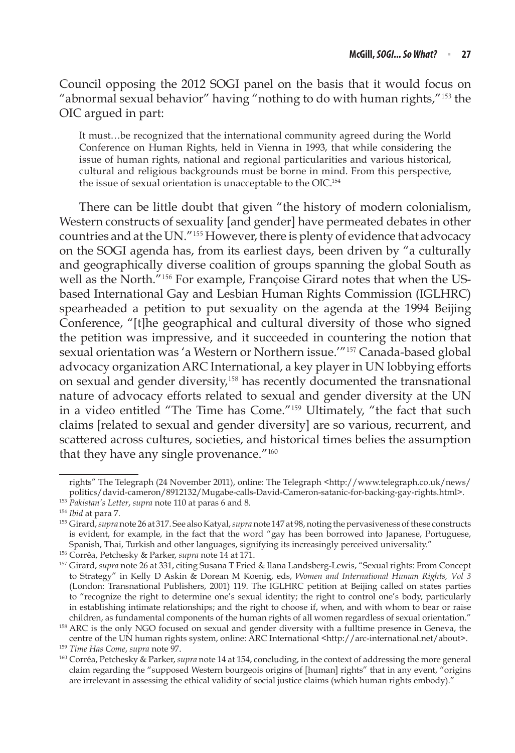Council opposing the 2012 SOGI panel on the basis that it would focus on "abnormal sexual behavior" having "nothing to do with human rights,"[153] the OIC argued in part:

> It must…be recognized that the international community agreed during the World Conference on Human Rights, held in Vienna in 1993, that while considering the issue of human rights, national and regional particularities and various historical, cultural and religious backgrounds must be borne in mind. From this perspective, the issue of sexual orientation is unacceptable to the OIC.[154]

There can be little doubt that given "the history of modern colonialism, Western constructs of sexuality [and gender] have permeated debates in other countries and at the UN."[155] However, there is plenty of evidence that advocacy on the SOGI agenda has, from its earliest days, been driven by "a culturally and geographically diverse coalition of groups spanning the global South as well as the North."[156] For example, Françoise Girard notes that when the US-based International Gay and Lesbian Human Rights Commission (IGLHRC) spearheaded a petition to put sexuality on the agenda at the 1994 Beijing Conference, "[t]he geographical and cultural diversity of those who signed the petition was impressive, and it succeeded in countering the notion that sexual orientation was 'a Western or Northern issue.'"[157] Canada-based global advocacy organization ARC International, a key player in UN lobbying efforts on sexual and gender diversity,[158] has recently documented the transnational nature of advocacy efforts related to sexual and gender diversity at the UN in a video entitled "The Time has Come."[159] Ultimately, "the fact that such claims [related to sexual and gender diversity] are so various, recurrent, and scattered across cultures, societies, and historical times belies the assumption that they have any single provenance."[160]

---

rights" The Telegraph (24 November 2011), online: The Telegraph <http://www.telegraph.co.uk/news/politics/david-cameron/8912132/Mugabe-calls-David-Cameron-satanic-for-backing-gay-rights.html>.

[153] *Pakistan's Letter*, *supra* note 110 at paras 6 and 8.

[154] *Ibid* at para 7.

[155] Girard, *supra* note 26 at 317. See also Katyal, *supra* note 147 at 98, noting the pervasiveness of these constructs is evident, for example, in the fact that the word "gay has been borrowed into Japanese, Portuguese, Spanish, Thai, Turkish and other languages, signifying its increasingly perceived universality."

[156] Corrêa, Petchesky & Parker, *supra* note 14 at 171.

[157] Girard, *supra* note 26 at 331, citing Susana T Fried & Ilana Landsberg-Lewis, "Sexual rights: From Concept to Strategy" in Kelly D Askin & Dorean M Koenig, eds, *Women and International Human Rights, Vol 3* (London: Transnational Publishers, 2001) 119. The IGLHRC petition at Beijing called on states parties to "recognize the right to determine one's sexual identity; the right to control one's body, particularly in establishing intimate relationships; and the right to choose if, when, and with whom to bear or raise children, as fundamental components of the human rights of all women regardless of sexual orientation."

[158] ARC is the only NGO focused on sexual and gender diversity with a fulltime presence in Geneva, the centre of the UN human rights system, online: ARC International <http://arc-international.net/about>.

[159] *Time Has Come*, *supra* note 97.

[160] Corrêa, Petchesky & Parker, *supra* note 14 at 154, concluding, in the context of addressing the more general claim regarding the "supposed Western bourgeois origins of [human] rights" that in any event, "origins are irrelevant in assessing the ethical validity of social justice claims (which human rights embody)."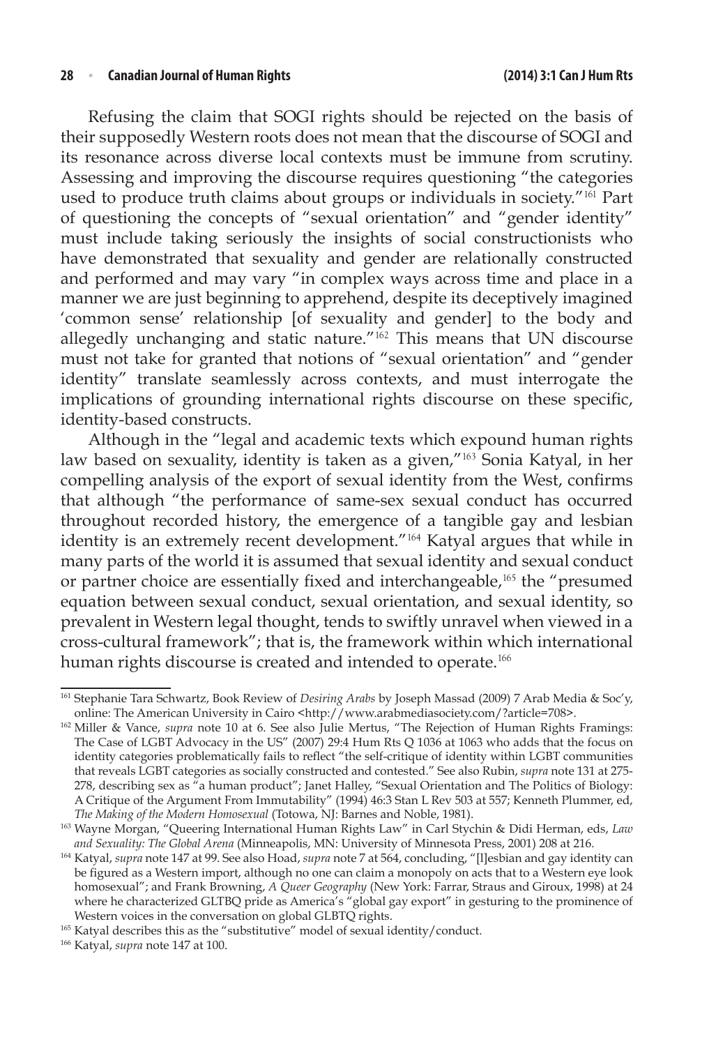Refusing the claim that SOGI rights should be rejected on the basis of their supposedly Western roots does not mean that the discourse of SOGI and its resonance across diverse local contexts must be immune from scrutiny. Assessing and improving the discourse requires questioning "the categories used to produce truth claims about groups or individuals in society."[161] Part of questioning the concepts of "sexual orientation" and "gender identity" must include taking seriously the insights of social constructionists who have demonstrated that sexuality and gender are relationally constructed and performed and may vary "in complex ways across time and place in a manner we are just beginning to apprehend, despite its deceptively imagined 'common sense' relationship [of sexuality and gender] to the body and allegedly unchanging and static nature."[162] This means that UN discourse must not take for granted that notions of "sexual orientation" and "gender identity" translate seamlessly across contexts, and must interrogate the implications of grounding international rights discourse on these specific, identity-based constructs.

Although in the "legal and academic texts which expound human rights law based on sexuality, identity is taken as a given,"[163] Sonia Katyal, in her compelling analysis of the export of sexual identity from the West, confirms that although "the performance of same-sex sexual conduct has occurred throughout recorded history, the emergence of a tangible gay and lesbian identity is an extremely recent development."[164] Katyal argues that while in many parts of the world it is assumed that sexual identity and sexual conduct or partner choice are essentially fixed and interchangeable,[165] the "presumed equation between sexual conduct, sexual orientation, and sexual identity, so prevalent in Western legal thought, tends to swiftly unravel when viewed in a cross-cultural framework"; that is, the framework within which international human rights discourse is created and intended to operate.[166]

---

[161] Stephanie Tara Schwartz, Book Review of *Desiring Arabs* by Joseph Massad (2009) 7 Arab Media & Soc'y, online: The American University in Cairo <http://www.arabmediasociety.com/?article=708>.

[162] Miller & Vance, *supra* note 10 at 6. See also Julie Mertus, "The Rejection of Human Rights Framings: The Case of LGBT Advocacy in the US" (2007) 29:4 Hum Rts Q 1036 at 1063 who adds that the focus on identity categories problematically fails to reflect "the self-critique of identity within LGBT communities that reveals LGBT categories as socially constructed and contested." See also Rubin, *supra* note 131 at 275-278, describing sex as "a human product"; Janet Halley, "Sexual Orientation and The Politics of Biology: A Critique of the Argument From Immutability" (1994) 46:3 Stan L Rev 503 at 557; Kenneth Plummer, ed, *The Making of the Modern Homosexual* (Totowa, NJ: Barnes and Noble, 1981).

[163] Wayne Morgan, "Queering International Human Rights Law" in Carl Stychin & Didi Herman, eds, *Law and Sexuality: The Global Arena* (Minneapolis, MN: University of Minnesota Press, 2001) 208 at 216.

[164] Katyal, *supra* note 147 at 99. See also Hoad, *supra* note 7 at 564, concluding, "[l]esbian and gay identity can be figured as a Western import, although no one can claim a monopoly on acts that to a Western eye look homosexual"; and Frank Browning, *A Queer Geography* (New York: Farrar, Straus and Giroux, 1998) at 24 where he characterized GLTBQ pride as America's "global gay export" in gesturing to the prominence of Western voices in the conversation on global GLBTQ rights.

[165] Katyal describes this as the "substitutive" model of sexual identity/conduct.

[166] Katyal, *supra* note 147 at 100.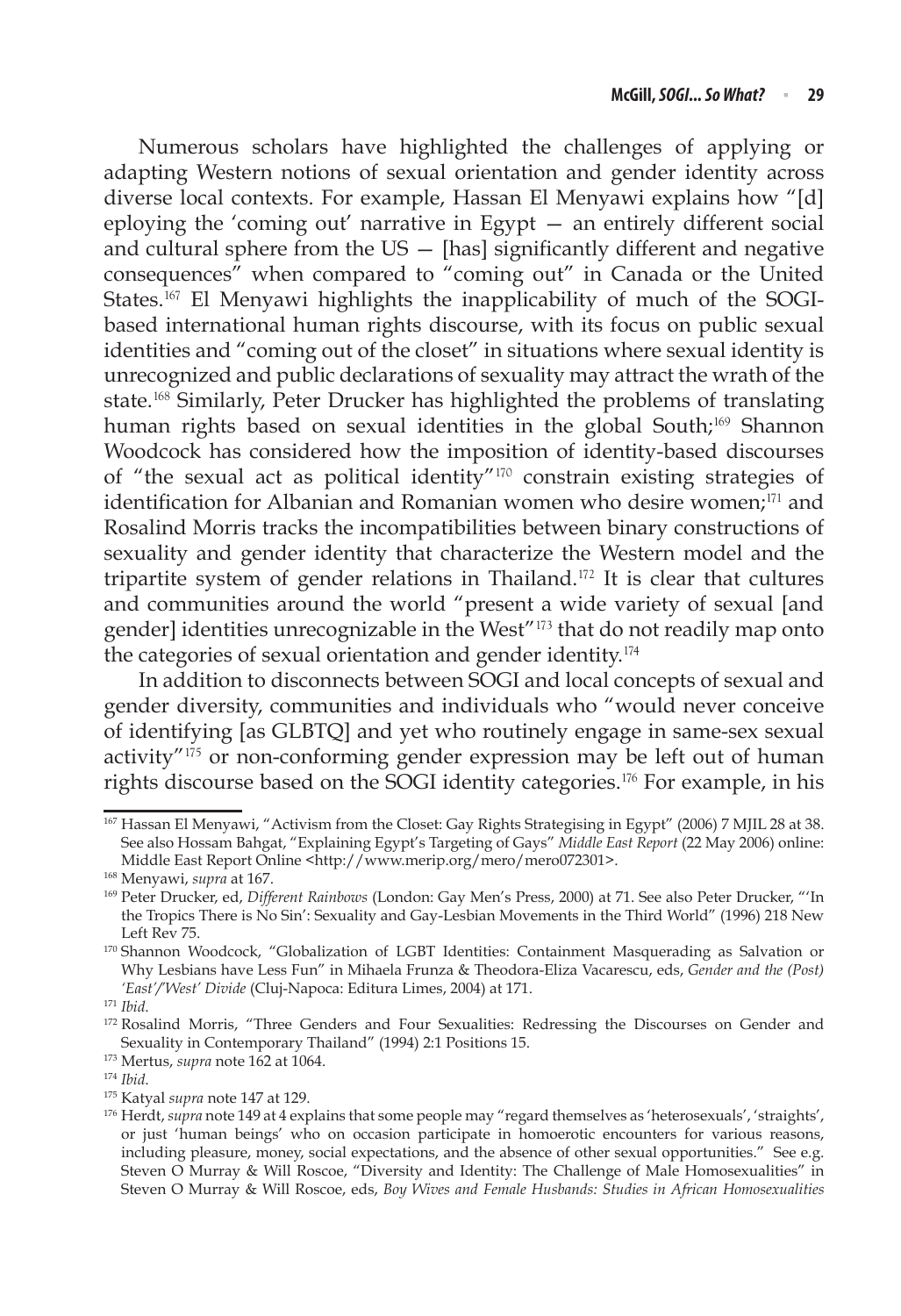Numerous scholars have highlighted the challenges of applying or adapting Western notions of sexual orientation and gender identity across diverse local contexts. For example, Hassan El Menyawi explains how "[d]eploying the 'coming out' narrative in Egypt — an entirely different social and cultural sphere from the US — [has] significantly different and negative consequences" when compared to "coming out" in Canada or the United States.[167] El Menyawi highlights the inapplicability of much of the SOGI-based international human rights discourse, with its focus on public sexual identities and "coming out of the closet" in situations where sexual identity is unrecognized and public declarations of sexuality may attract the wrath of the state.[168] Similarly, Peter Drucker has highlighted the problems of translating human rights based on sexual identities in the global South;[169] Shannon Woodcock has considered how the imposition of identity-based discourses of "the sexual act as political identity"[170] constrain existing strategies of identification for Albanian and Romanian women who desire women;[171] and Rosalind Morris tracks the incompatibilities between binary constructions of sexuality and gender identity that characterize the Western model and the tripartite system of gender relations in Thailand.[172] It is clear that cultures and communities around the world "present a wide variety of sexual [and gender] identities unrecognizable in the West"[173] that do not readily map onto the categories of sexual orientation and gender identity.[174]

In addition to disconnects between SOGI and local concepts of sexual and gender diversity, communities and individuals who "would never conceive of identifying [as GLBTQ] and yet who routinely engage in same-sex sexual activity"[175] or non-conforming gender expression may be left out of human rights discourse based on the SOGI identity categories.[176] For example, in his

---

[167] Hassan El Menyawi, "Activism from the Closet: Gay Rights Strategising in Egypt" (2006) 7 MJIL 28 at 38. See also Hossam Bahgat, "Explaining Egypt's Targeting of Gays" *Middle East Report* (22 May 2006) online: Middle East Report Online <http://www.merip.org/mero/mero072301>.

[168] Menyawi, *supra* at 167.

[169] Peter Drucker, ed, *Different Rainbows* (London: Gay Men's Press, 2000) at 71. See also Peter Drucker, "'In the Tropics There is No Sin': Sexuality and Gay-Lesbian Movements in the Third World" (1996) 218 New Left Rev 75.

[170] Shannon Woodcock, "Globalization of LGBT Identities: Containment Masquerading as Salvation or Why Lesbians have Less Fun" in Mihaela Frunza & Theodora-Eliza Vacarescu, eds, *Gender and the (Post) 'East'/'West' Divide* (Cluj-Napoca: Editura Limes, 2004) at 171.

[171] *Ibid.*

[172] Rosalind Morris, "Three Genders and Four Sexualities: Redressing the Discourses on Gender and Sexuality in Contemporary Thailand" (1994) 2:1 Positions 15.

[173] Mertus, *supra* note 162 at 1064.

[174] *Ibid.*

[175] Katyal *supra* note 147 at 129.

[176] Herdt, *supra* note 149 at 4 explains that some people may "regard themselves as 'heterosexuals', 'straights', or just 'human beings' who on occasion participate in homoerotic encounters for various reasons, including pleasure, money, social expectations, and the absence of other sexual opportunities." See e.g. Steven O Murray & Will Roscoe, "Diversity and Identity: The Challenge of Male Homosexualities" in Steven O Murray & Will Roscoe, eds, *Boy Wives and Female Husbands: Studies in African Homosexualities*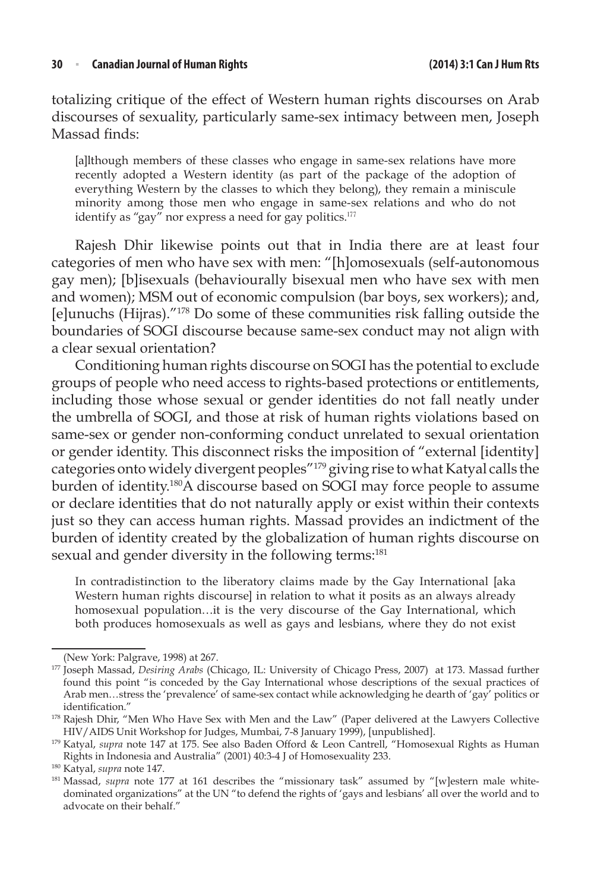totalizing critique of the effect of Western human rights discourses on Arab discourses of sexuality, particularly same-sex intimacy between men, Joseph Massad finds:

> [a]lthough members of these classes who engage in same-sex relations have more recently adopted a Western identity (as part of the package of the adoption of everything Western by the classes to which they belong), they remain a miniscule minority among those men who engage in same-sex relations and who do not identify as "gay" nor express a need for gay politics.[177]

Rajesh Dhir likewise points out that in India there are at least four categories of men who have sex with men: "[h]omosexuals (self-autonomous gay men); [b]isexuals (behaviourally bisexual men who have sex with men and women); MSM out of economic compulsion (bar boys, sex workers); and, [e]unuchs (Hijras)."[178] Do some of these communities risk falling outside the boundaries of SOGI discourse because same-sex conduct may not align with a clear sexual orientation?

Conditioning human rights discourse on SOGI has the potential to exclude groups of people who need access to rights-based protections or entitlements, including those whose sexual or gender identities do not fall neatly under the umbrella of SOGI, and those at risk of human rights violations based on same-sex or gender non-conforming conduct unrelated to sexual orientation or gender identity. This disconnect risks the imposition of "external [identity] categories onto widely divergent peoples"[179] giving rise to what Katyal calls the burden of identity.[180] A discourse based on SOGI may force people to assume or declare identities that do not naturally apply or exist within their contexts just so they can access human rights. Massad provides an indictment of the burden of identity created by the globalization of human rights discourse on sexual and gender diversity in the following terms:[181]

> In contradistinction to the liberatory claims made by the Gay International [aka Western human rights discourse] in relation to what it posits as an always already homosexual population…it is the very discourse of the Gay International, which both produces homosexuals as well as gays and lesbians, where they do not exist

---

(New York: Palgrave, 1998) at 267.

[177] Joseph Massad, *Desiring Arabs* (Chicago, IL: University of Chicago Press, 2007) at 173. Massad further found this point "is conceded by the Gay International whose descriptions of the sexual practices of Arab men…stress the 'prevalence' of same-sex contact while acknowledging he dearth of 'gay' politics or identification."

[178] Rajesh Dhir, "Men Who Have Sex with Men and the Law" (Paper delivered at the Lawyers Collective HIV/AIDS Unit Workshop for Judges, Mumbai, 7-8 January 1999), [unpublished].

[179] Katyal, *supra* note 147 at 175. See also Baden Offord & Leon Cantrell, "Homosexual Rights as Human Rights in Indonesia and Australia" (2001) 40:3-4 J of Homosexuality 233.

[180] Katyal, *supra* note 147.

[181] Massad, *supra* note 177 at 161 describes the "missionary task" assumed by "[w]estern male white-dominated organizations" at the UN "to defend the rights of 'gays and lesbians' all over the world and to advocate on their behalf."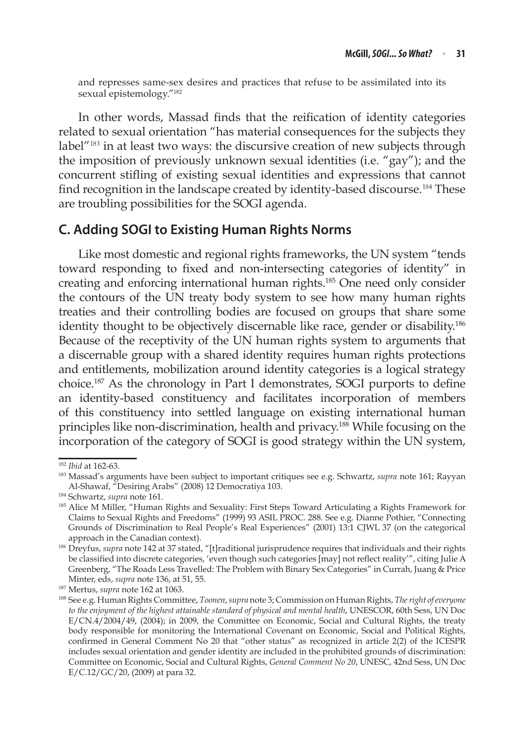and represses same-sex desires and practices that refuse to be assimilated into its sexual epistemology."[182]

In other words, Massad finds that the reification of identity categories related to sexual orientation "has material consequences for the subjects they label"[183] in at least two ways: the discursive creation of new subjects through the imposition of previously unknown sexual identities (i.e. "gay"); and the concurrent stifling of existing sexual identities and expressions that cannot find recognition in the landscape created by identity-based discourse.[184] These are troubling possibilities for the SOGI agenda.

## C. Adding SOGI to Existing Human Rights Norms

Like most domestic and regional rights frameworks, the UN system "tends toward responding to fixed and non-intersecting categories of identity" in creating and enforcing international human rights.[185] One need only consider the contours of the UN treaty body system to see how many human rights treaties and their controlling bodies are focused on groups that share some identity thought to be objectively discernable like race, gender or disability.[186] Because of the receptivity of the UN human rights system to arguments that a discernable group with a shared identity requires human rights protections and entitlements, mobilization around identity categories is a logical strategy choice.[187] As the chronology in Part I demonstrates, SOGI purports to define an identity-based constituency and facilitates incorporation of members of this constituency into settled language on existing international human principles like non-discrimination, health and privacy.[188] While focusing on the incorporation of the category of SOGI is good strategy within the UN system,

---

[182] *Ibid* at 162-63.

[183] Massad's arguments have been subject to important critiques see e.g. Schwartz, *supra* note 161; Rayyan Al-Shawaf, "Desiring Arabs" (2008) 12 Democratiya 103.

[184] Schwartz, *supra* note 161.

[185] Alice M Miller, "Human Rights and Sexuality: First Steps Toward Articulating a Rights Framework for Claims to Sexual Rights and Freedoms" (1999) 93 ASIL PROC. 288. See e.g. Dianne Pothier, "Connecting Grounds of Discrimination to Real People's Real Experiences" (2001) 13:1 CJWL 37 (on the categorical approach in the Canadian context).

[186] Dreyfus, *supra* note 142 at 37 stated, "[t]raditional jurisprudence requires that individuals and their rights be classified into discrete categories, 'even though such categories [may] not reflect reality'", citing Julie A Greenberg, "The Roads Less Travelled: The Problem with Binary Sex Categories" in Currah, Juang & Price Minter, eds, *supra* note 136, at 51, 55.

[187] Mertus, *supra* note 162 at 1063.

[188] See e.g. Human Rights Committee, *Toonen*, *supra* note 3; Commission on Human Rights, *The right of everyone to the enjoyment of the highest attainable standard of physical and mental health*, UNESCOR, 60th Sess, UN Doc E/CN.4/2004/49, (2004); in 2009, the Committee on Economic, Social and Cultural Rights, the treaty body responsible for monitoring the International Covenant on Economic, Social and Political Rights, confirmed in General Comment No 20 that "other status" as recognized in article 2(2) of the ICESPR includes sexual orientation and gender identity are included in the prohibited grounds of discrimination: Committee on Economic, Social and Cultural Rights, *General Comment No 20*, UNESC, 42nd Sess, UN Doc E/C.12/GC/20, (2009) at para 32.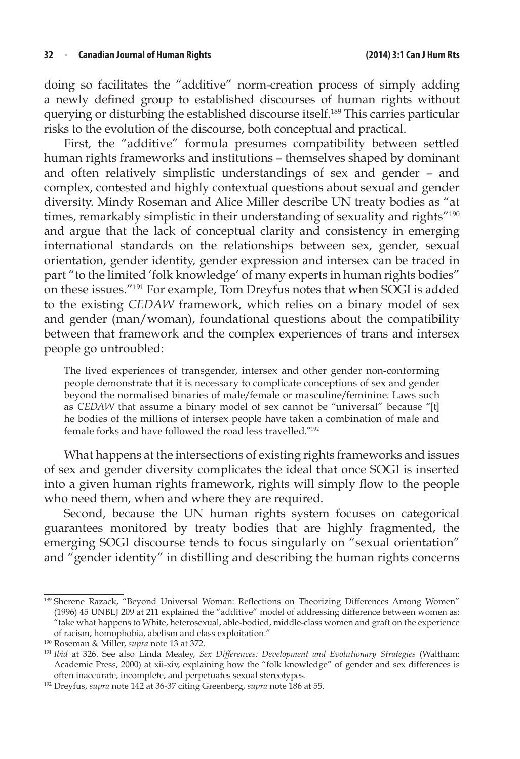doing so facilitates the "additive" norm-creation process of simply adding a newly defined group to established discourses of human rights without querying or disturbing the established discourse itself.[189] This carries particular risks to the evolution of the discourse, both conceptual and practical.

First, the "additive" formula presumes compatibility between settled human rights frameworks and institutions – themselves shaped by dominant and often relatively simplistic understandings of sex and gender – and complex, contested and highly contextual questions about sexual and gender diversity. Mindy Roseman and Alice Miller describe UN treaty bodies as "at times, remarkably simplistic in their understanding of sexuality and rights"[190] and argue that the lack of conceptual clarity and consistency in emerging international standards on the relationships between sex, gender, sexual orientation, gender identity, gender expression and intersex can be traced in part "to the limited 'folk knowledge' of many experts in human rights bodies" on these issues."[191] For example, Tom Dreyfus notes that when SOGI is added to the existing *CEDAW* framework, which relies on a binary model of sex and gender (man/woman), foundational questions about the compatibility between that framework and the complex experiences of trans and intersex people go untroubled:

> The lived experiences of transgender, intersex and other gender non-conforming people demonstrate that it is necessary to complicate conceptions of sex and gender beyond the normalised binaries of male/female or masculine/feminine. Laws such as *CEDAW* that assume a binary model of sex cannot be "universal" because "[t]he bodies of the millions of intersex people have taken a combination of male and female forks and have followed the road less travelled."[192]

What happens at the intersections of existing rights frameworks and issues of sex and gender diversity complicates the ideal that once SOGI is inserted into a given human rights framework, rights will simply flow to the people who need them, when and where they are required.

Second, because the UN human rights system focuses on categorical guarantees monitored by treaty bodies that are highly fragmented, the emerging SOGI discourse tends to focus singularly on "sexual orientation" and "gender identity" in distilling and describing the human rights concerns

---

[189] Sherene Razack, "Beyond Universal Woman: Reflections on Theorizing Differences Among Women" (1996) 45 UNBLJ 209 at 211 explained the "additive" model of addressing difference between women as: "take what happens to White, heterosexual, able-bodied, middle-class women and graft on the experience of racism, homophobia, abelism and class exploitation."

[190] Roseman & Miller, *supra* note 13 at 372.

[191] *Ibid* at 326. See also Linda Mealey, *Sex Differences: Development and Evolutionary Strategies* (Waltham: Academic Press, 2000) at xii-xiv, explaining how the "folk knowledge" of gender and sex differences is often inaccurate, incomplete, and perpetuates sexual stereotypes.

[192] Dreyfus, *supra* note 142 at 36-37 citing Greenberg, *supra* note 186 at 55.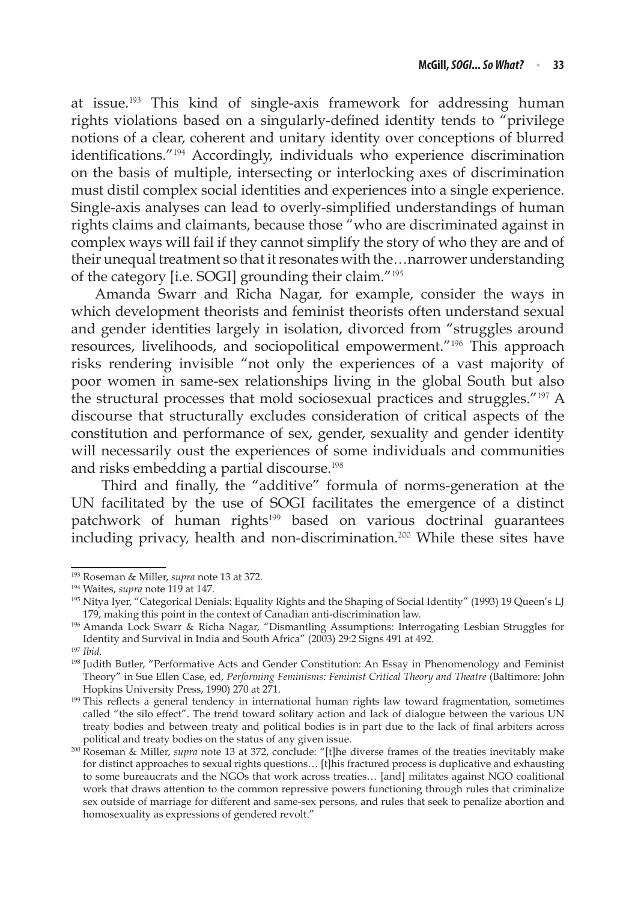at issue.[193] This kind of single-axis framework for addressing human rights violations based on a singularly-defined identity tends to "privilege notions of a clear, coherent and unitary identity over conceptions of blurred identifications."[194] Accordingly, individuals who experience discrimination on the basis of multiple, intersecting or interlocking axes of discrimination must distil complex social identities and experiences into a single experience. Single-axis analyses can lead to overly-simplified understandings of human rights claims and claimants, because those "who are discriminated against in complex ways will fail if they cannot simplify the story of who they are and of their unequal treatment so that it resonates with the…narrower understanding of the category [i.e. SOGI] grounding their claim."[195]

Amanda Swarr and Richa Nagar, for example, consider the ways in which development theorists and feminist theorists often understand sexual and gender identities largely in isolation, divorced from "struggles around resources, livelihoods, and sociopolitical empowerment."[196] This approach risks rendering invisible "not only the experiences of a vast majority of poor women in same-sex relationships living in the global South but also the structural processes that mold sociosexual practices and struggles."[197] A discourse that structurally excludes consideration of critical aspects of the constitution and performance of sex, gender, sexuality and gender identity will necessarily oust the experiences of some individuals and communities and risks embedding a partial discourse.[198]

Third and finally, the "additive" formula of norms-generation at the UN facilitated by the use of SOGI facilitates the emergence of a distinct patchwork of human rights[199] based on various doctrinal guarantees including privacy, health and non-discrimination.[200] While these sites have

---

[193] Roseman & Miller, *supra* note 13 at 372.

[194] Waites, *supra* note 119 at 147.

[195] Nitya Iyer, "Categorical Denials: Equality Rights and the Shaping of Social Identity" (1993) 19 Queen's LJ 179, making this point in the context of Canadian anti-discrimination law.

[196] Amanda Lock Swarr & Richa Nagar, "Dismantling Assumptions: Interrogating Lesbian Struggles for Identity and Survival in India and South Africa" (2003) 29:2 Signs 491 at 492.

[197] *Ibid*.

[198] Judith Butler, "Performative Acts and Gender Constitution: An Essay in Phenomenology and Feminist Theory" in Sue Ellen Case, ed, *Performing Feminisms: Feminist Critical Theory and Theatre* (Baltimore: John Hopkins University Press, 1990) 270 at 271.

[199] This reflects a general tendency in international human rights law toward fragmentation, sometimes called "the silo effect". The trend toward solitary action and lack of dialogue between the various UN treaty bodies and between treaty and political bodies is in part due to the lack of final arbiters across political and treaty bodies on the status of any given issue.

[200] Roseman & Miller, *supra* note 13 at 372, conclude: "[t]he diverse frames of the treaties inevitably make for distinct approaches to sexual rights questions… [t]his fractured process is duplicative and exhausting to some bureaucrats and the NGOs that work across treaties… [and] militates against NGO coalitional work that draws attention to the common repressive powers functioning through rules that criminalize sex outside of marriage for different and same-sex persons, and rules that seek to penalize abortion and homosexuality as expressions of gendered revolt."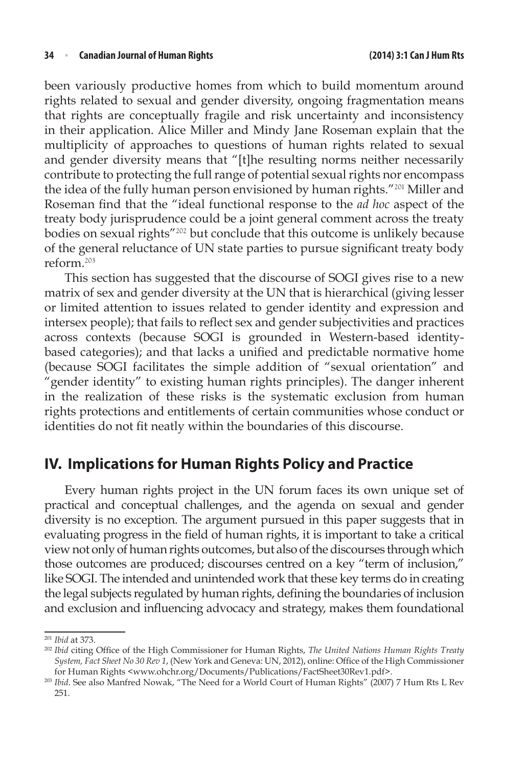been variously productive homes from which to build momentum around rights related to sexual and gender diversity, ongoing fragmentation means that rights are conceptually fragile and risk uncertainty and inconsistency in their application. Alice Miller and Mindy Jane Roseman explain that the multiplicity of approaches to questions of human rights related to sexual and gender diversity means that "[t]he resulting norms neither necessarily contribute to protecting the full range of potential sexual rights nor encompass the idea of the fully human person envisioned by human rights."[201] Miller and Roseman find that the "ideal functional response to the *ad hoc* aspect of the treaty body jurisprudence could be a joint general comment across the treaty bodies on sexual rights"[202] but conclude that this outcome is unlikely because of the general reluctance of UN state parties to pursue significant treaty body reform.[203]

This section has suggested that the discourse of SOGI gives rise to a new matrix of sex and gender diversity at the UN that is hierarchical (giving lesser or limited attention to issues related to gender identity and expression and intersex people); that fails to reflect sex and gender subjectivities and practices across contexts (because SOGI is grounded in Western-based identity-based categories); and that lacks a unified and predictable normative home (because SOGI facilitates the simple addition of "sexual orientation" and "gender identity" to existing human rights principles). The danger inherent in the realization of these risks is the systematic exclusion from human rights protections and entitlements of certain communities whose conduct or identities do not fit neatly within the boundaries of this discourse.

## IV. Implications for Human Rights Policy and Practice

Every human rights project in the UN forum faces its own unique set of practical and conceptual challenges, and the agenda on sexual and gender diversity is no exception. The argument pursued in this paper suggests that in evaluating progress in the field of human rights, it is important to take a critical view not only of human rights outcomes, but also of the discourses through which those outcomes are produced; discourses centred on a key "term of inclusion," like SOGI. The intended and unintended work that these key terms do in creating the legal subjects regulated by human rights, defining the boundaries of inclusion and exclusion and influencing advocacy and strategy, makes them foundational

---

[201] *Ibid* at 373.

[202] *Ibid* citing Office of the High Commissioner for Human Rights, *The United Nations Human Rights Treaty System, Fact Sheet No 30 Rev 1*, (New York and Geneva: UN, 2012), online: Office of the High Commissioner for Human Rights <www.ohchr.org/Documents/Publications/FactSheet30Rev1.pdf>.

[203] *Ibid*. See also Manfred Nowak, "The Need for a World Court of Human Rights" (2007) 7 Hum Rts L Rev 251.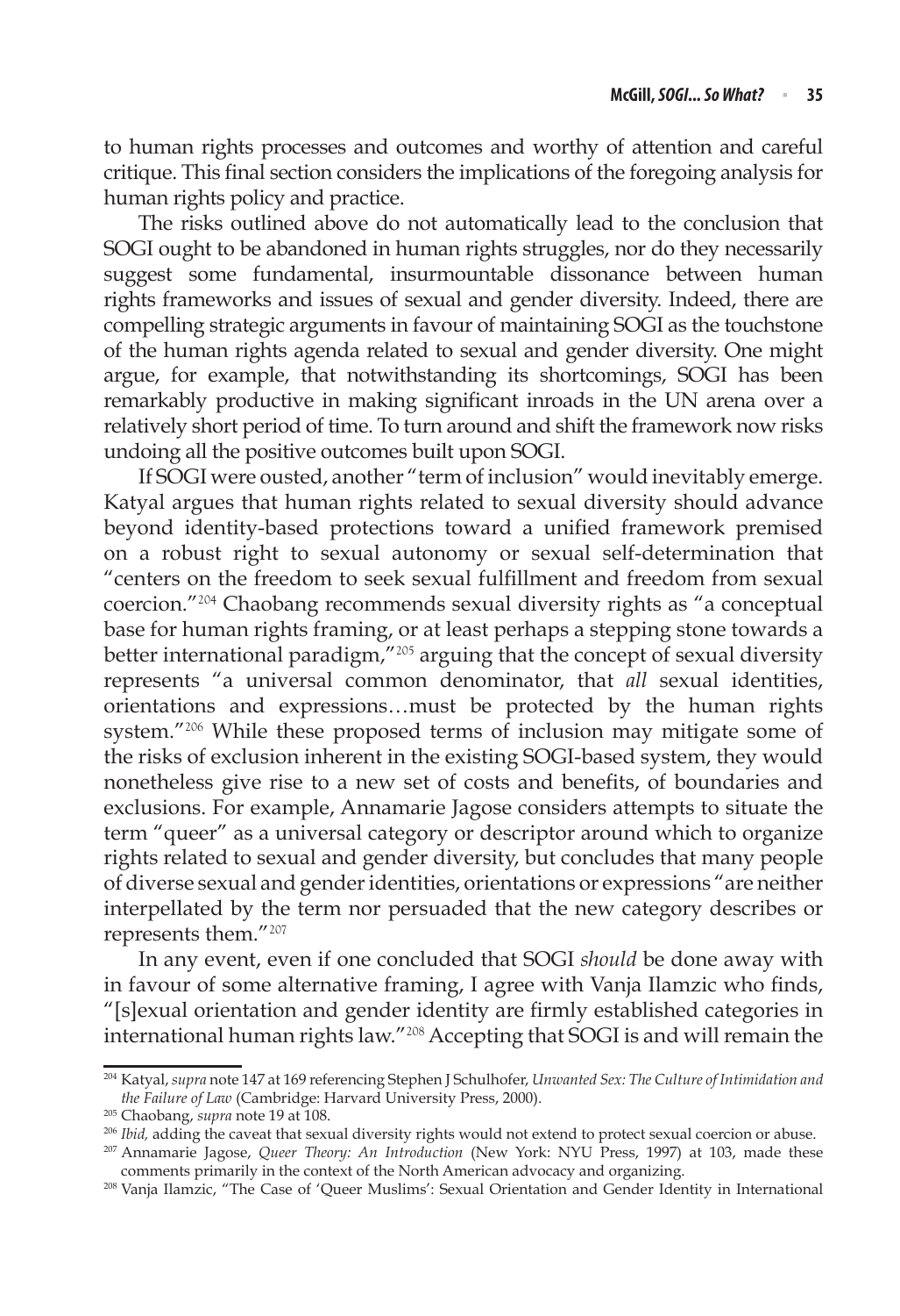to human rights processes and outcomes and worthy of attention and careful critique. This final section considers the implications of the foregoing analysis for human rights policy and practice.

The risks outlined above do not automatically lead to the conclusion that SOGI ought to be abandoned in human rights struggles, nor do they necessarily suggest some fundamental, insurmountable dissonance between human rights frameworks and issues of sexual and gender diversity. Indeed, there are compelling strategic arguments in favour of maintaining SOGI as the touchstone of the human rights agenda related to sexual and gender diversity. One might argue, for example, that notwithstanding its shortcomings, SOGI has been remarkably productive in making significant inroads in the UN arena over a relatively short period of time. To turn around and shift the framework now risks undoing all the positive outcomes built upon SOGI.

If SOGI were ousted, another "term of inclusion" would inevitably emerge. Katyal argues that human rights related to sexual diversity should advance beyond identity-based protections toward a unified framework premised on a robust right to sexual autonomy or sexual self-determination that "centers on the freedom to seek sexual fulfillment and freedom from sexual coercion."[204] Chaobang recommends sexual diversity rights as "a conceptual base for human rights framing, or at least perhaps a stepping stone towards a better international paradigm,"[205] arguing that the concept of sexual diversity represents "a universal common denominator, that *all* sexual identities, orientations and expressions…must be protected by the human rights system."[206] While these proposed terms of inclusion may mitigate some of the risks of exclusion inherent in the existing SOGI-based system, they would nonetheless give rise to a new set of costs and benefits, of boundaries and exclusions. For example, Annamarie Jagose considers attempts to situate the term "queer" as a universal category or descriptor around which to organize rights related to sexual and gender diversity, but concludes that many people of diverse sexual and gender identities, orientations or expressions "are neither interpellated by the term nor persuaded that the new category describes or represents them."[207]

In any event, even if one concluded that SOGI *should* be done away with in favour of some alternative framing, I agree with Vanja Ilamzic who finds, "[s]exual orientation and gender identity are firmly established categories in international human rights law."[208] Accepting that SOGI is and will remain the

---

[204] Katyal, *supra* note 147 at 169 referencing Stephen J Schulhofer, *Unwanted Sex: The Culture of Intimidation and the Failure of Law* (Cambridge: Harvard University Press, 2000).

[205] Chaobang, *supra* note 19 at 108.

[206] *Ibid,* adding the caveat that sexual diversity rights would not extend to protect sexual coercion or abuse.

[207] Annamarie Jagose, *Queer Theory: An Introduction* (New York: NYU Press, 1997) at 103, made these comments primarily in the context of the North American advocacy and organizing.

[208] Vanja Ilamzic, "The Case of 'Queer Muslims': Sexual Orientation and Gender Identity in International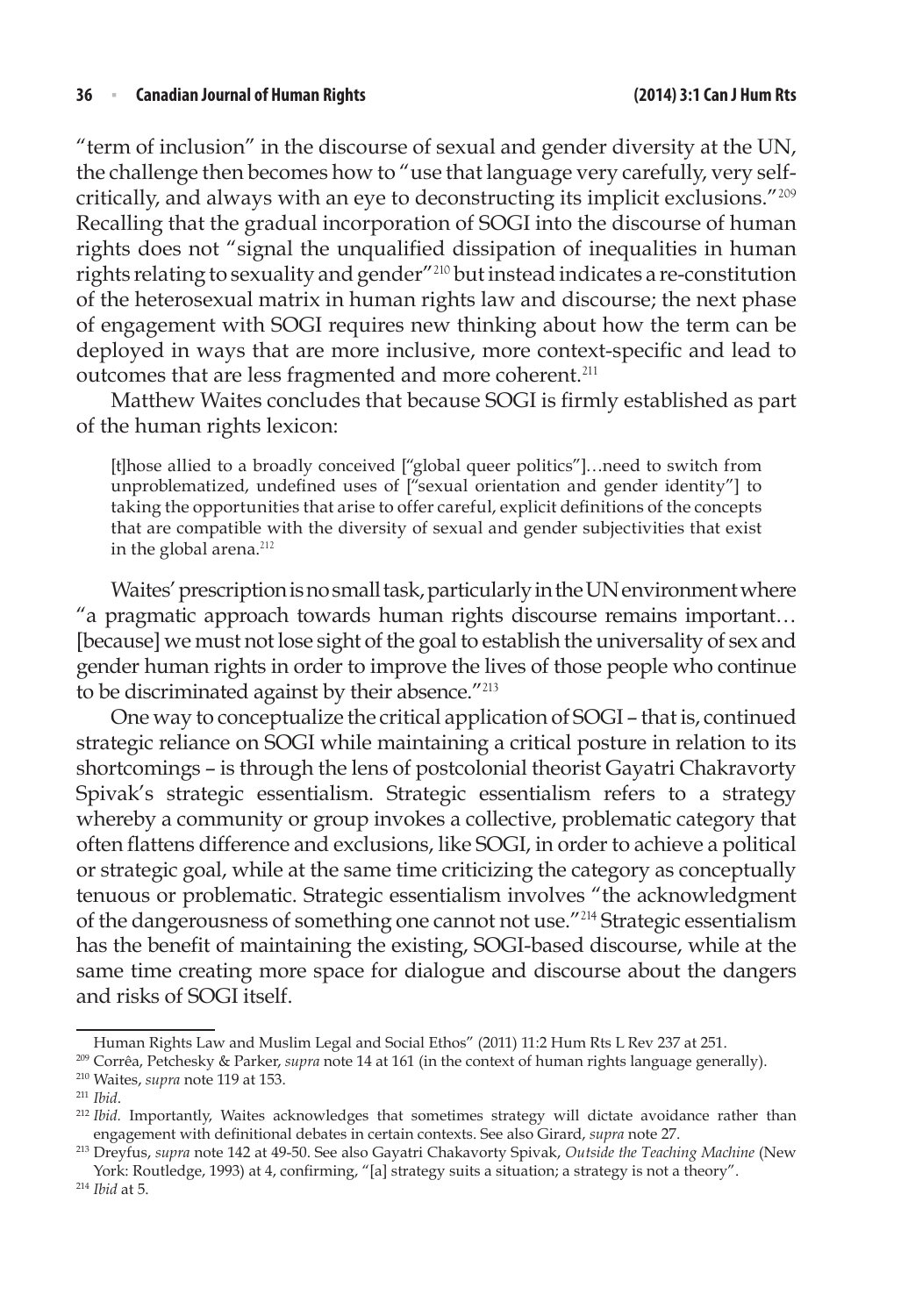"term of inclusion" in the discourse of sexual and gender diversity at the UN, the challenge then becomes how to "use that language very carefully, very self-critically, and always with an eye to deconstructing its implicit exclusions."[209] Recalling that the gradual incorporation of SOGI into the discourse of human rights does not "signal the unqualified dissipation of inequalities in human rights relating to sexuality and gender"[210] but instead indicates a re-constitution of the heterosexual matrix in human rights law and discourse; the next phase of engagement with SOGI requires new thinking about how the term can be deployed in ways that are more inclusive, more context-specific and lead to outcomes that are less fragmented and more coherent.[211]

Matthew Waites concludes that because SOGI is firmly established as part of the human rights lexicon:

> [t]hose allied to a broadly conceived ["global queer politics"]…need to switch from unproblematized, undefined uses of ["sexual orientation and gender identity"] to taking the opportunities that arise to offer careful, explicit definitions of the concepts that are compatible with the diversity of sexual and gender subjectivities that exist in the global arena.[212]

Waites' prescription is no small task, particularly in the UN environment where "a pragmatic approach towards human rights discourse remains important… [because] we must not lose sight of the goal to establish the universality of sex and gender human rights in order to improve the lives of those people who continue to be discriminated against by their absence."[213]

One way to conceptualize the critical application of SOGI – that is, continued strategic reliance on SOGI while maintaining a critical posture in relation to its shortcomings – is through the lens of postcolonial theorist Gayatri Chakravorty Spivak's strategic essentialism. Strategic essentialism refers to a strategy whereby a community or group invokes a collective, problematic category that often flattens difference and exclusions, like SOGI, in order to achieve a political or strategic goal, while at the same time criticizing the category as conceptually tenuous or problematic. Strategic essentialism involves "the acknowledgment of the dangerousness of something one cannot not use."[214] Strategic essentialism has the benefit of maintaining the existing, SOGI-based discourse, while at the same time creating more space for dialogue and discourse about the dangers and risks of SOGI itself.

---

Human Rights Law and Muslim Legal and Social Ethos" (2011) 11:2 Hum Rts L Rev 237 at 251.

[209] Corrêa, Petchesky & Parker, *supra* note 14 at 161 (in the context of human rights language generally).

[210] Waites, *supra* note 119 at 153.

[211] *Ibid*.

[212] *Ibid.* Importantly, Waites acknowledges that sometimes strategy will dictate avoidance rather than engagement with definitional debates in certain contexts. See also Girard, *supra* note 27.

[213] Dreyfus, *supra* note 142 at 49-50. See also Gayatri Chakavorty Spivak, *Outside the Teaching Machine* (New York: Routledge, 1993) at 4, confirming, "[a] strategy suits a situation; a strategy is not a theory".

[214] *Ibid* at 5.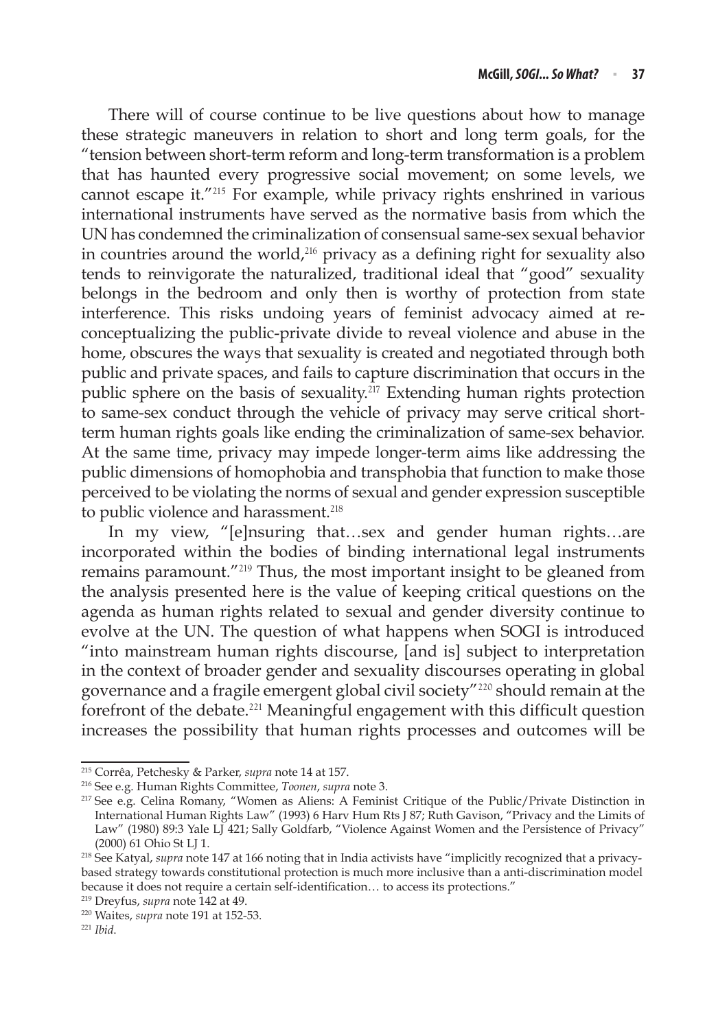There will of course continue to be live questions about how to manage these strategic maneuvers in relation to short and long term goals, for the "tension between short-term reform and long-term transformation is a problem that has haunted every progressive social movement; on some levels, we cannot escape it."[215] For example, while privacy rights enshrined in various international instruments have served as the normative basis from which the UN has condemned the criminalization of consensual same-sex sexual behavior in countries around the world,[216] privacy as a defining right for sexuality also tends to reinvigorate the naturalized, traditional ideal that "good" sexuality belongs in the bedroom and only then is worthy of protection from state interference. This risks undoing years of feminist advocacy aimed at re-conceptualizing the public-private divide to reveal violence and abuse in the home, obscures the ways that sexuality is created and negotiated through both public and private spaces, and fails to capture discrimination that occurs in the public sphere on the basis of sexuality.[217] Extending human rights protection to same-sex conduct through the vehicle of privacy may serve critical short-term human rights goals like ending the criminalization of same-sex behavior. At the same time, privacy may impede longer-term aims like addressing the public dimensions of homophobia and transphobia that function to make those perceived to be violating the norms of sexual and gender expression susceptible to public violence and harassment.[218]

In my view, "[e]nsuring that…sex and gender human rights…are incorporated within the bodies of binding international legal instruments remains paramount."[219] Thus, the most important insight to be gleaned from the analysis presented here is the value of keeping critical questions on the agenda as human rights related to sexual and gender diversity continue to evolve at the UN. The question of what happens when SOGI is introduced "into mainstream human rights discourse, [and is] subject to interpretation in the context of broader gender and sexuality discourses operating in global governance and a fragile emergent global civil society"[220] should remain at the forefront of the debate.[221] Meaningful engagement with this difficult question increases the possibility that human rights processes and outcomes will be

---

[215] Corrêa, Petchesky & Parker, *supra* note 14 at 157.

[216] See e.g. Human Rights Committee, *Toonen*, *supra* note 3.

[217] See e.g. Celina Romany, "Women as Aliens: A Feminist Critique of the Public/Private Distinction in International Human Rights Law" (1993) 6 Harv Hum Rts J 87; Ruth Gavison, "Privacy and the Limits of Law" (1980) 89:3 Yale LJ 421; Sally Goldfarb, "Violence Against Women and the Persistence of Privacy" (2000) 61 Ohio St LJ 1.

[218] See Katyal, *supra* note 147 at 166 noting that in India activists have "implicitly recognized that a privacy-based strategy towards constitutional protection is much more inclusive than a anti-discrimination model because it does not require a certain self-identification… to access its protections."

[219] Dreyfus, *supra* note 142 at 49.

[220] Waites, *supra* note 191 at 152-53.

[221] *Ibid*.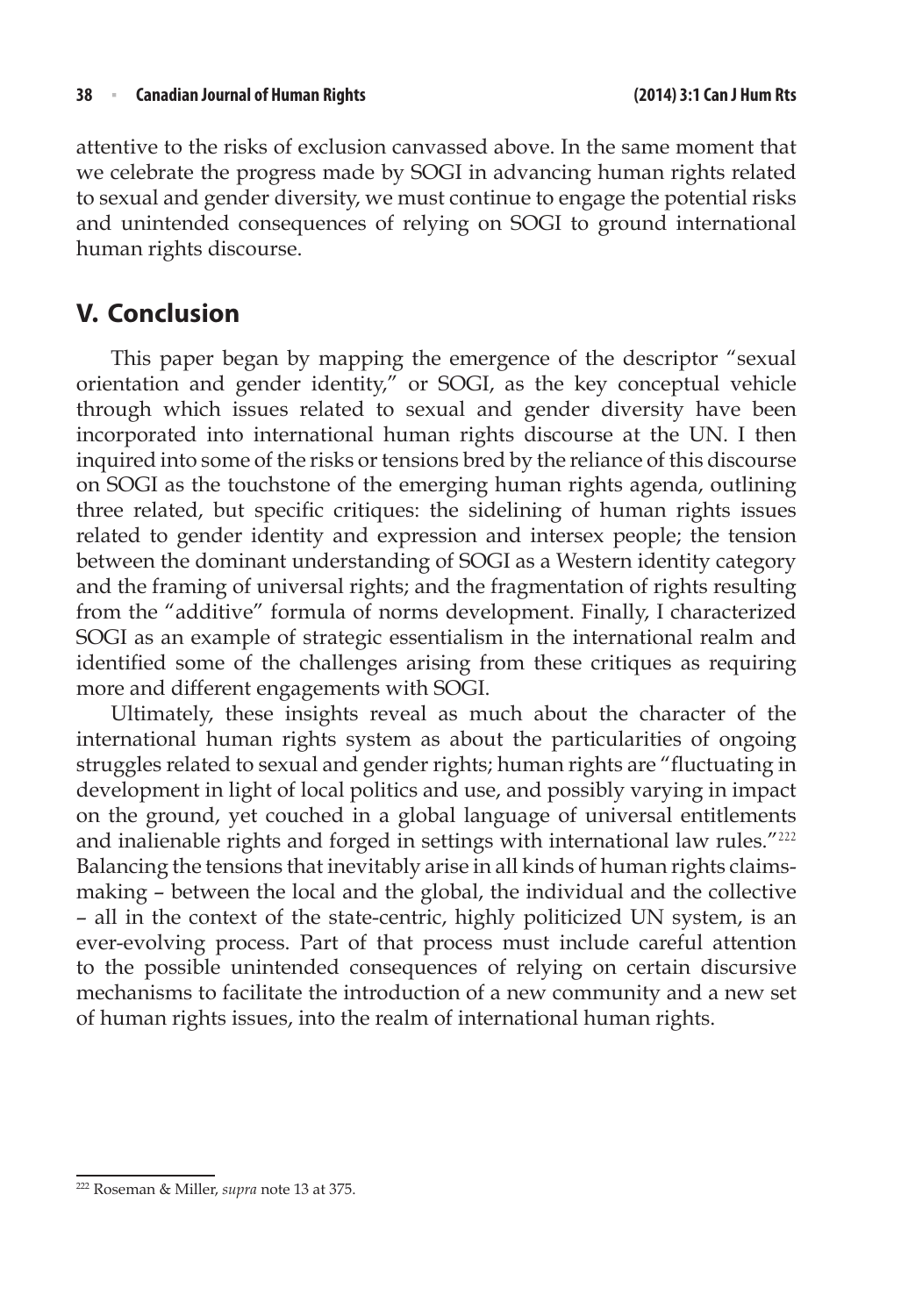attentive to the risks of exclusion canvassed above. In the same moment that we celebrate the progress made by SOGI in advancing human rights related to sexual and gender diversity, we must continue to engage the potential risks and unintended consequences of relying on SOGI to ground international human rights discourse.

## V. Conclusion

This paper began by mapping the emergence of the descriptor "sexual orientation and gender identity," or SOGI, as the key conceptual vehicle through which issues related to sexual and gender diversity have been incorporated into international human rights discourse at the UN. I then inquired into some of the risks or tensions bred by the reliance of this discourse on SOGI as the touchstone of the emerging human rights agenda, outlining three related, but specific critiques: the sidelining of human rights issues related to gender identity and expression and intersex people; the tension between the dominant understanding of SOGI as a Western identity category and the framing of universal rights; and the fragmentation of rights resulting from the "additive" formula of norms development. Finally, I characterized SOGI as an example of strategic essentialism in the international realm and identified some of the challenges arising from these critiques as requiring more and different engagements with SOGI.

Ultimately, these insights reveal as much about the character of the international human rights system as about the particularities of ongoing struggles related to sexual and gender rights; human rights are "fluctuating in development in light of local politics and use, and possibly varying in impact on the ground, yet couched in a global language of universal entitlements and inalienable rights and forged in settings with international law rules."[222] Balancing the tensions that inevitably arise in all kinds of human rights claims-making – between the local and the global, the individual and the collective – all in the context of the state-centric, highly politicized UN system, is an ever-evolving process. Part of that process must include careful attention to the possible unintended consequences of relying on certain discursive mechanisms to facilitate the introduction of a new community and a new set of human rights issues, into the realm of international human rights.

---

[222] Roseman & Miller, *supra* note 13 at 375.